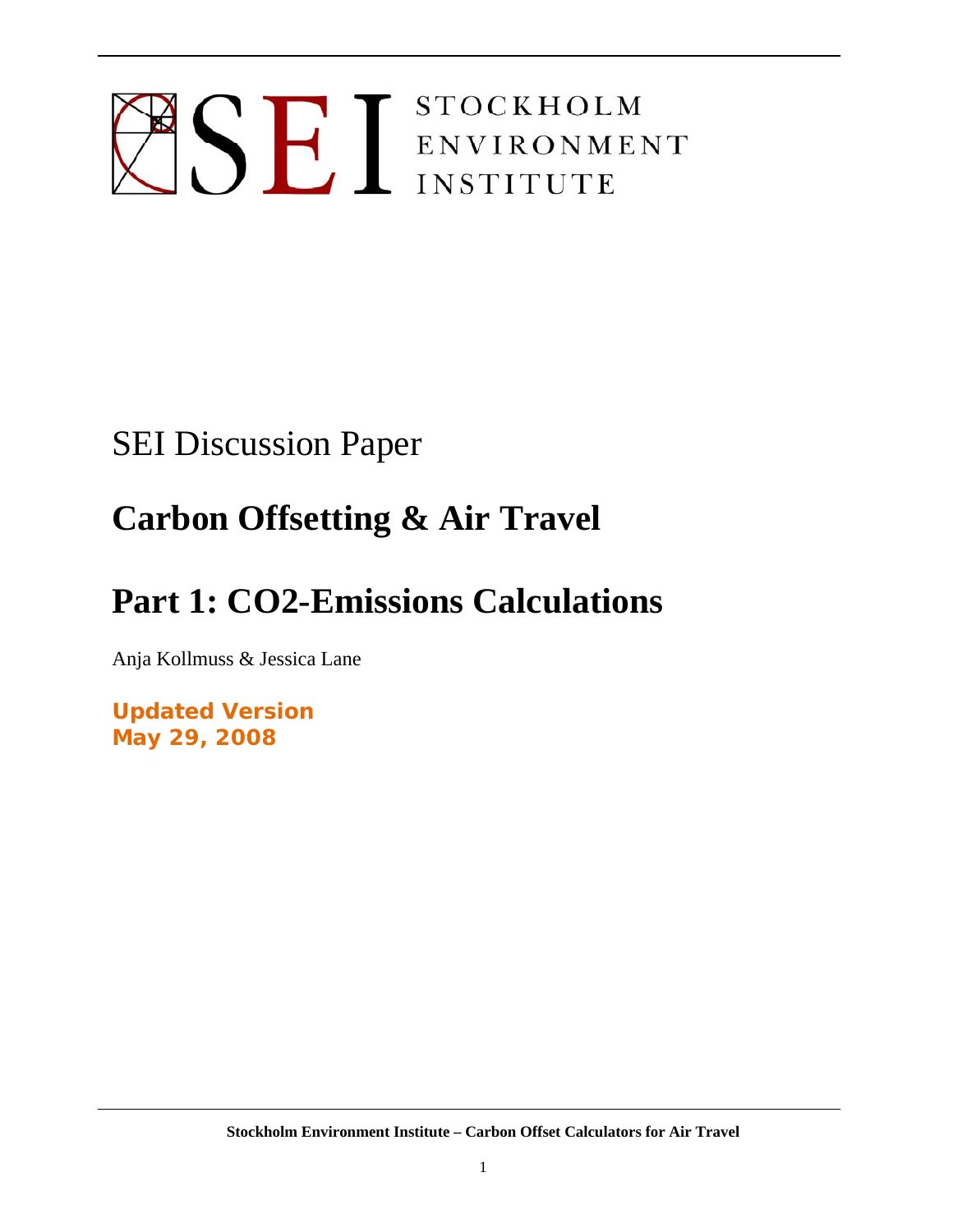SEI STOCKHOLM ENVIRONMENT INSTITUTE

SEI Discussion Paper

# Carbon Offsetting & Air Travel

# Part 1: CO2-Emissions Calculations

Anja Kollmuss & Jessica Lane

**Updated Version**
**May 29, 2008**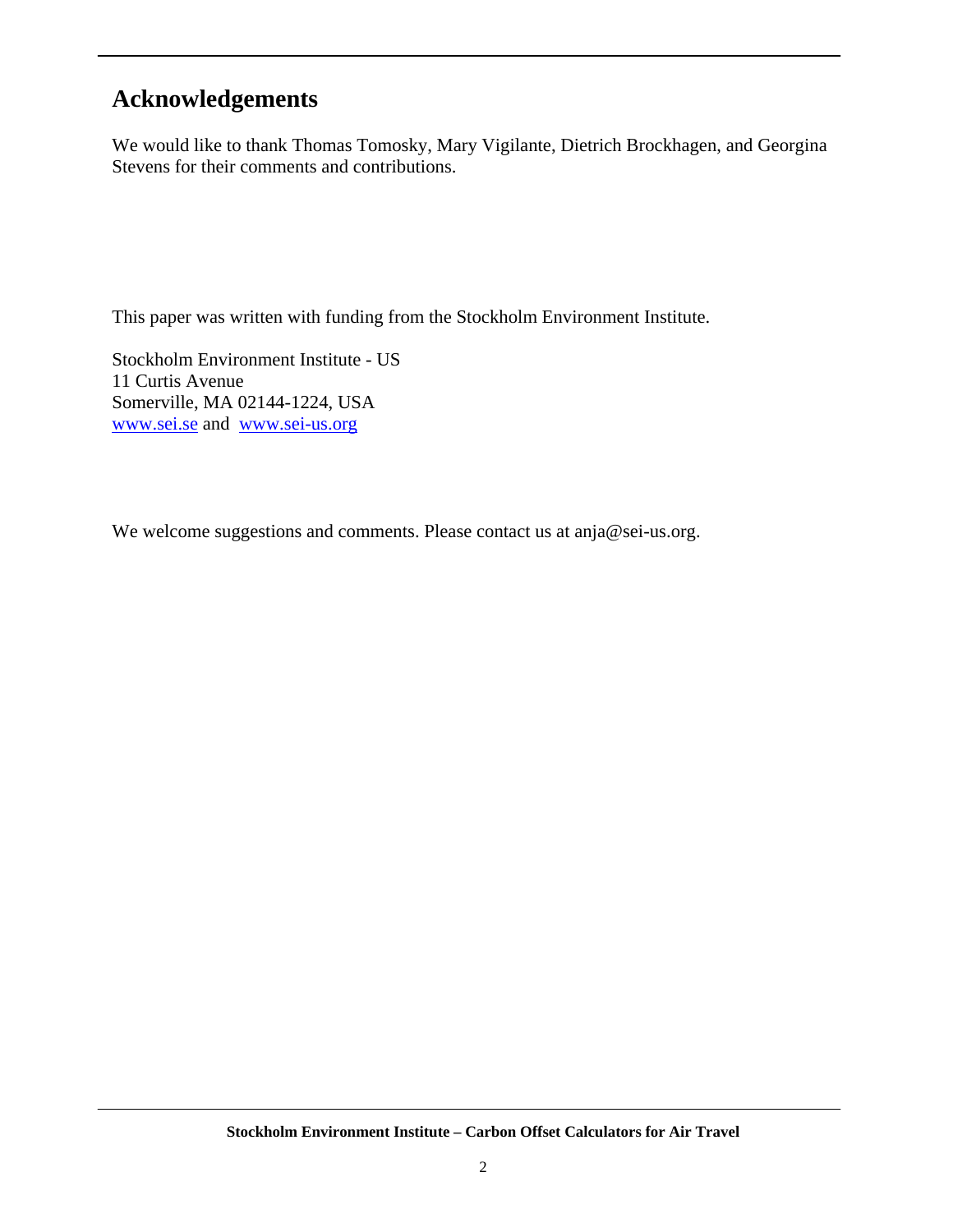## Acknowledgements

We would like to thank Thomas Tomosky, Mary Vigilante, Dietrich Brockhagen, and Georgina Stevens for their comments and contributions.

This paper was written with funding from the Stockholm Environment Institute.

Stockholm Environment Institute - US
11 Curtis Avenue
Somerville, MA 02144-1224, USA
www.sei.se and www.sei-us.org

We welcome suggestions and comments. Please contact us at anja@sei-us.org.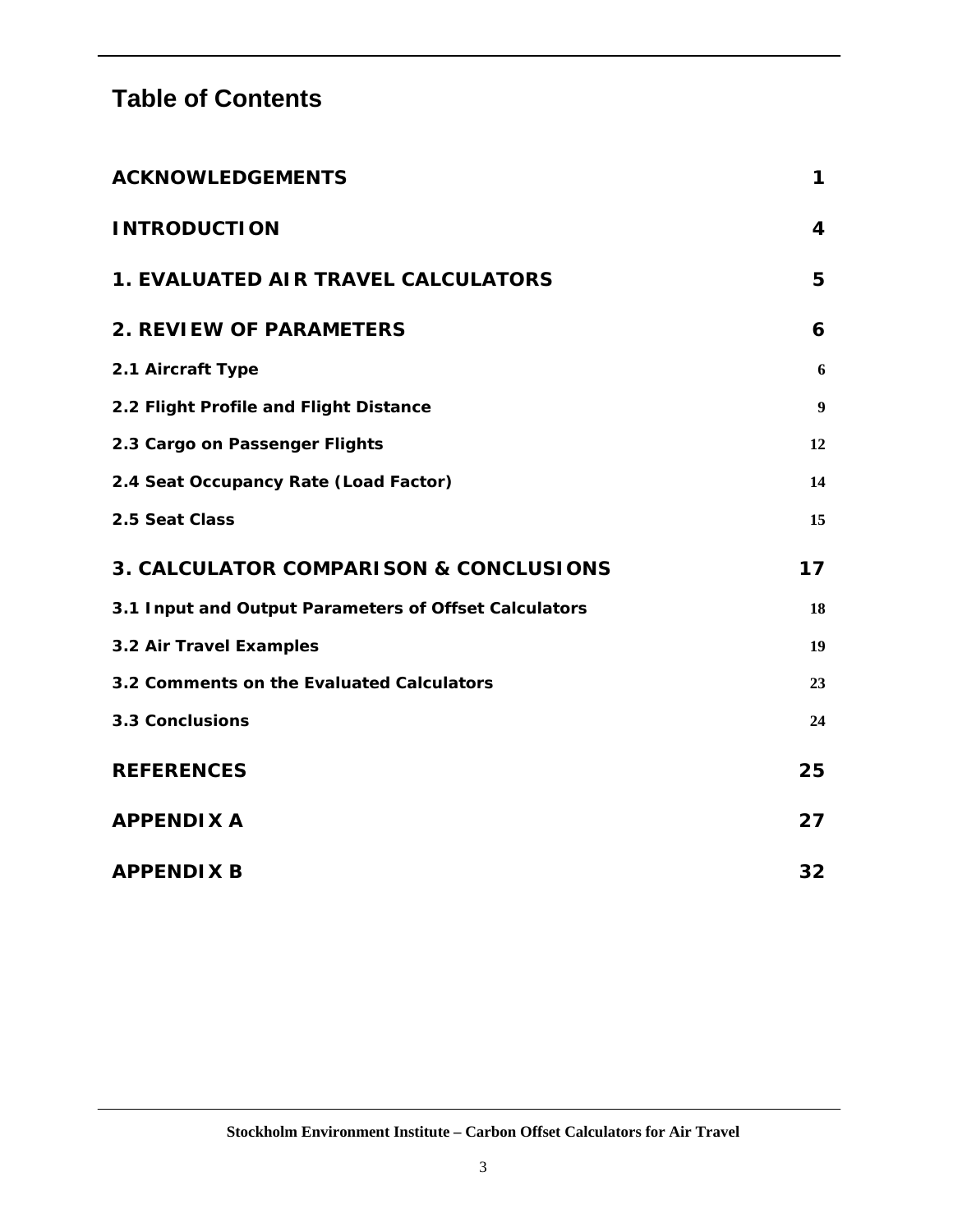# Table of Contents

| | |
|---|---|
| **ACKNOWLEDGEMENTS** | **1** |
| **INTRODUCTION** | **4** |
| **1. EVALUATED AIR TRAVEL CALCULATORS** | **5** |
| **2. REVIEW OF PARAMETERS** | **6** |
| **2.1 Aircraft Type** | **6** |
| **2.2 Flight Profile and Flight Distance** | **9** |
| **2.3 Cargo on Passenger Flights** | **12** |
| **2.4 Seat Occupancy Rate (Load Factor)** | **14** |
| **2.5 Seat Class** | **15** |
| **3. CALCULATOR COMPARISON & CONCLUSIONS** | **17** |
| **3.1 Input and Output Parameters of Offset Calculators** | **18** |
| **3.2 Air Travel Examples** | **19** |
| **3.2 Comments on the Evaluated Calculators** | **23** |
| **3.3 Conclusions** | **24** |
| **REFERENCES** | **25** |
| **APPENDIX A** | **27** |
| **APPENDIX B** | **32** |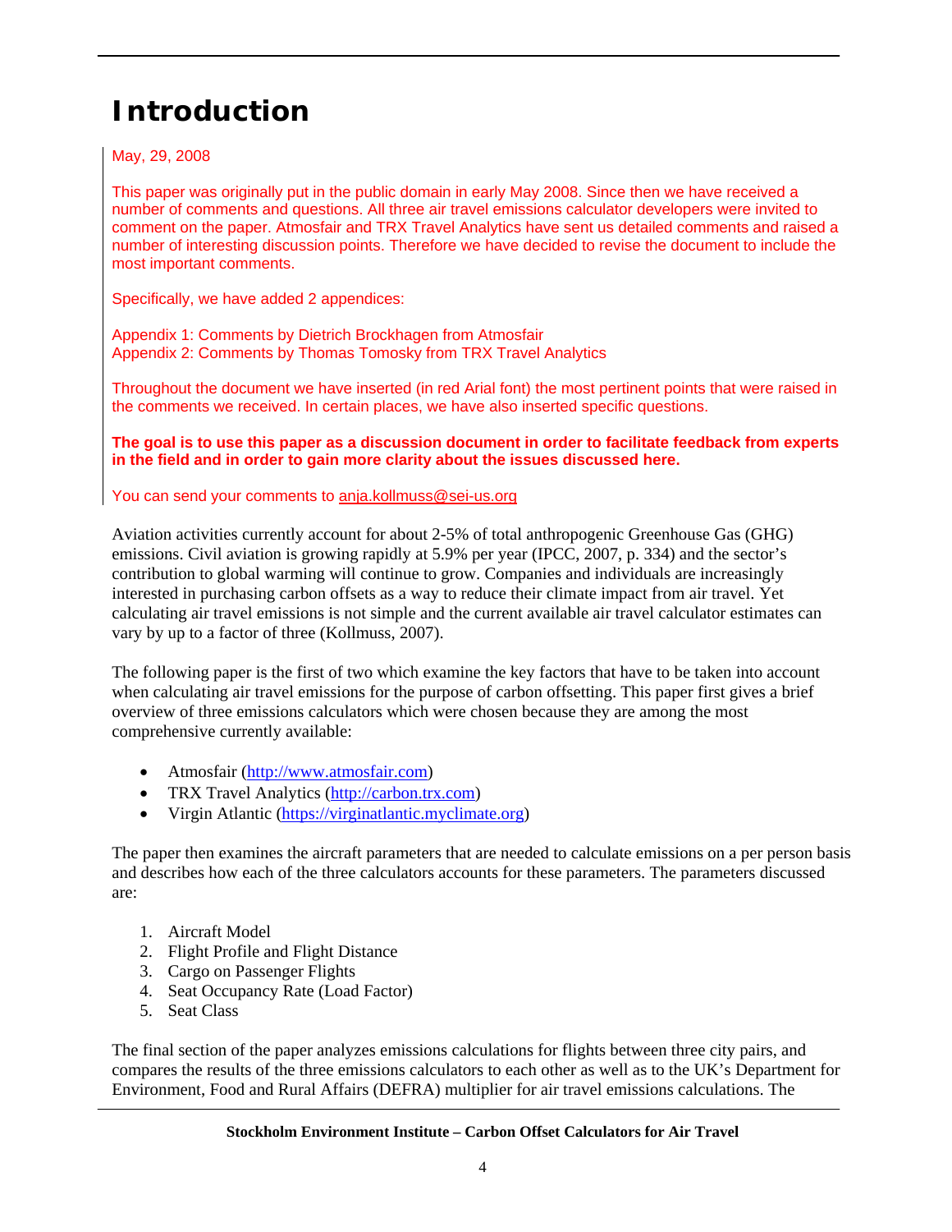# Introduction

May, 29, 2008

This paper was originally put in the public domain in early May 2008. Since then we have received a number of comments and questions. All three air travel emissions calculator developers were invited to comment on the paper. Atmosfair and TRX Travel Analytics have sent us detailed comments and raised a number of interesting discussion points. Therefore we have decided to revise the document to include the most important comments.

Specifically, we have added 2 appendices:

Appendix 1: Comments by Dietrich Brockhagen from Atmosfair
Appendix 2: Comments by Thomas Tomosky from TRX Travel Analytics

Throughout the document we have inserted (in red Arial font) the most pertinent points that were raised in the comments we received. In certain places, we have also inserted specific questions.

**The goal is to use this paper as a discussion document in order to facilitate feedback from experts in the field and in order to gain more clarity about the issues discussed here.**

You can send your comments to anja.kollmuss@sei-us.org

Aviation activities currently account for about 2-5% of total anthropogenic Greenhouse Gas (GHG) emissions. Civil aviation is growing rapidly at 5.9% per year (IPCC, 2007, p. 334) and the sector's contribution to global warming will continue to grow. Companies and individuals are increasingly interested in purchasing carbon offsets as a way to reduce their climate impact from air travel. Yet calculating air travel emissions is not simple and the current available air travel calculator estimates can vary by up to a factor of three (Kollmuss, 2007).

The following paper is the first of two which examine the key factors that have to be taken into account when calculating air travel emissions for the purpose of carbon offsetting. This paper first gives a brief overview of three emissions calculators which were chosen because they are among the most comprehensive currently available:

- Atmosfair (http://www.atmosfair.com)
- TRX Travel Analytics (http://carbon.trx.com)
- Virgin Atlantic (https://virginatlantic.myclimate.org)

The paper then examines the aircraft parameters that are needed to calculate emissions on a per person basis and describes how each of the three calculators accounts for these parameters. The parameters discussed are:

1. Aircraft Model
2. Flight Profile and Flight Distance
3. Cargo on Passenger Flights
4. Seat Occupancy Rate (Load Factor)
5. Seat Class

The final section of the paper analyzes emissions calculations for flights between three city pairs, and compares the results of the three emissions calculators to each other as well as to the UK's Department for Environment, Food and Rural Affairs (DEFRA) multiplier for air travel emissions calculations. The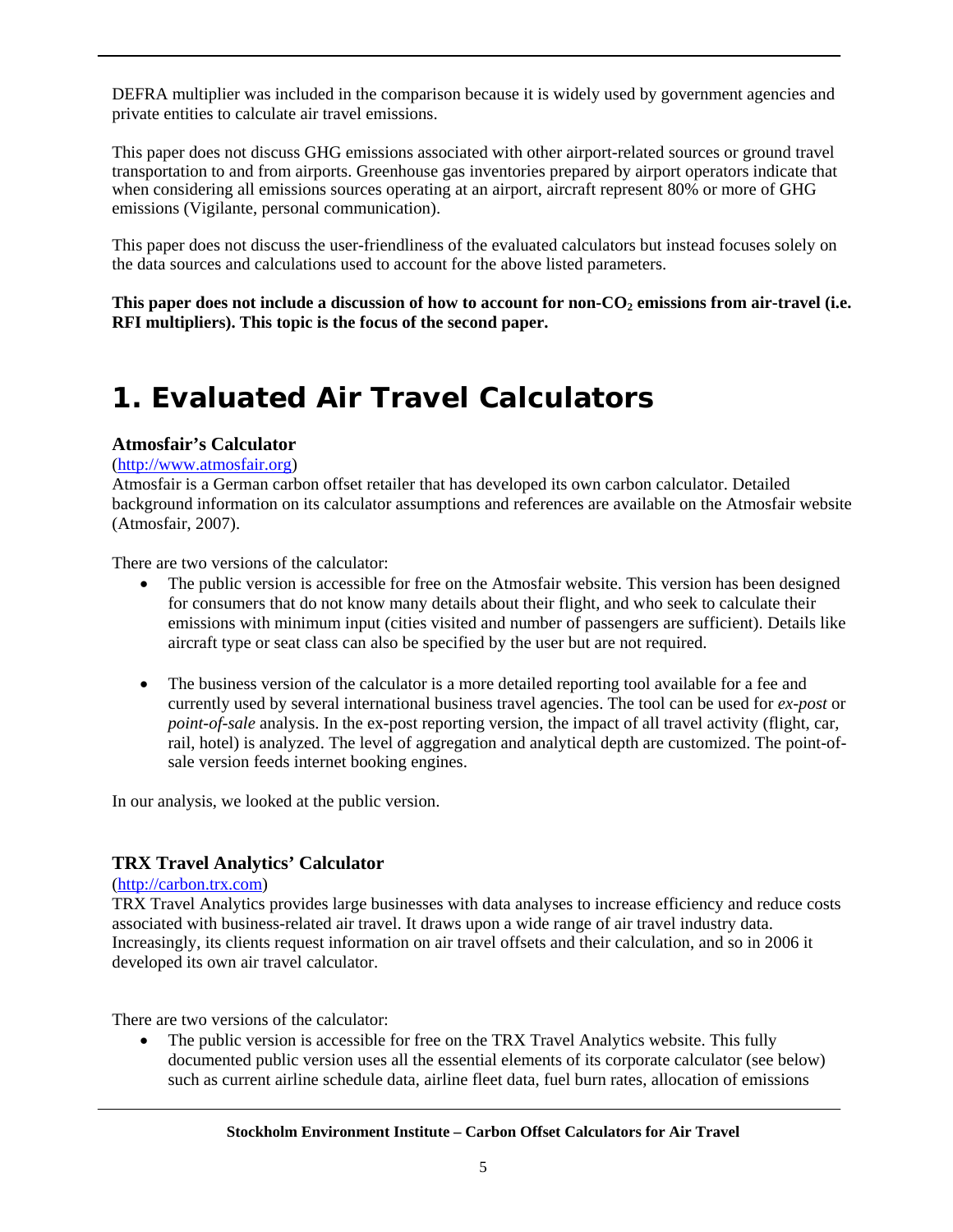DEFRA multiplier was included in the comparison because it is widely used by government agencies and private entities to calculate air travel emissions.

This paper does not discuss GHG emissions associated with other airport-related sources or ground travel transportation to and from airports. Greenhouse gas inventories prepared by airport operators indicate that when considering all emissions sources operating at an airport, aircraft represent 80% or more of GHG emissions (Vigilante, personal communication).

This paper does not discuss the user-friendliness of the evaluated calculators but instead focuses solely on the data sources and calculations used to account for the above listed parameters.

**This paper does not include a discussion of how to account for non-$CO_2$ emissions from air-travel (i.e. RFI multipliers). This topic is the focus of the second paper.**

# 1. Evaluated Air Travel Calculators

### Atmosfair's Calculator

(http://www.atmosfair.org)

Atmosfair is a German carbon offset retailer that has developed its own carbon calculator. Detailed background information on its calculator assumptions and references are available on the Atmosfair website (Atmosfair, 2007).

There are two versions of the calculator:

- The public version is accessible for free on the Atmosfair website. This version has been designed for consumers that do not know many details about their flight, and who seek to calculate their emissions with minimum input (cities visited and number of passengers are sufficient). Details like aircraft type or seat class can also be specified by the user but are not required.

- The business version of the calculator is a more detailed reporting tool available for a fee and currently used by several international business travel agencies. The tool can be used for *ex-post* or *point-of-sale* analysis. In the ex-post reporting version, the impact of all travel activity (flight, car, rail, hotel) is analyzed. The level of aggregation and analytical depth are customized. The point-of-sale version feeds internet booking engines.

In our analysis, we looked at the public version.

### TRX Travel Analytics' Calculator

(http://carbon.trx.com)

TRX Travel Analytics provides large businesses with data analyses to increase efficiency and reduce costs associated with business-related air travel. It draws upon a wide range of air travel industry data. Increasingly, its clients request information on air travel offsets and their calculation, and so in 2006 it developed its own air travel calculator.

There are two versions of the calculator:

- The public version is accessible for free on the TRX Travel Analytics website. This fully documented public version uses all the essential elements of its corporate calculator (see below) such as current airline schedule data, airline fleet data, fuel burn rates, allocation of emissions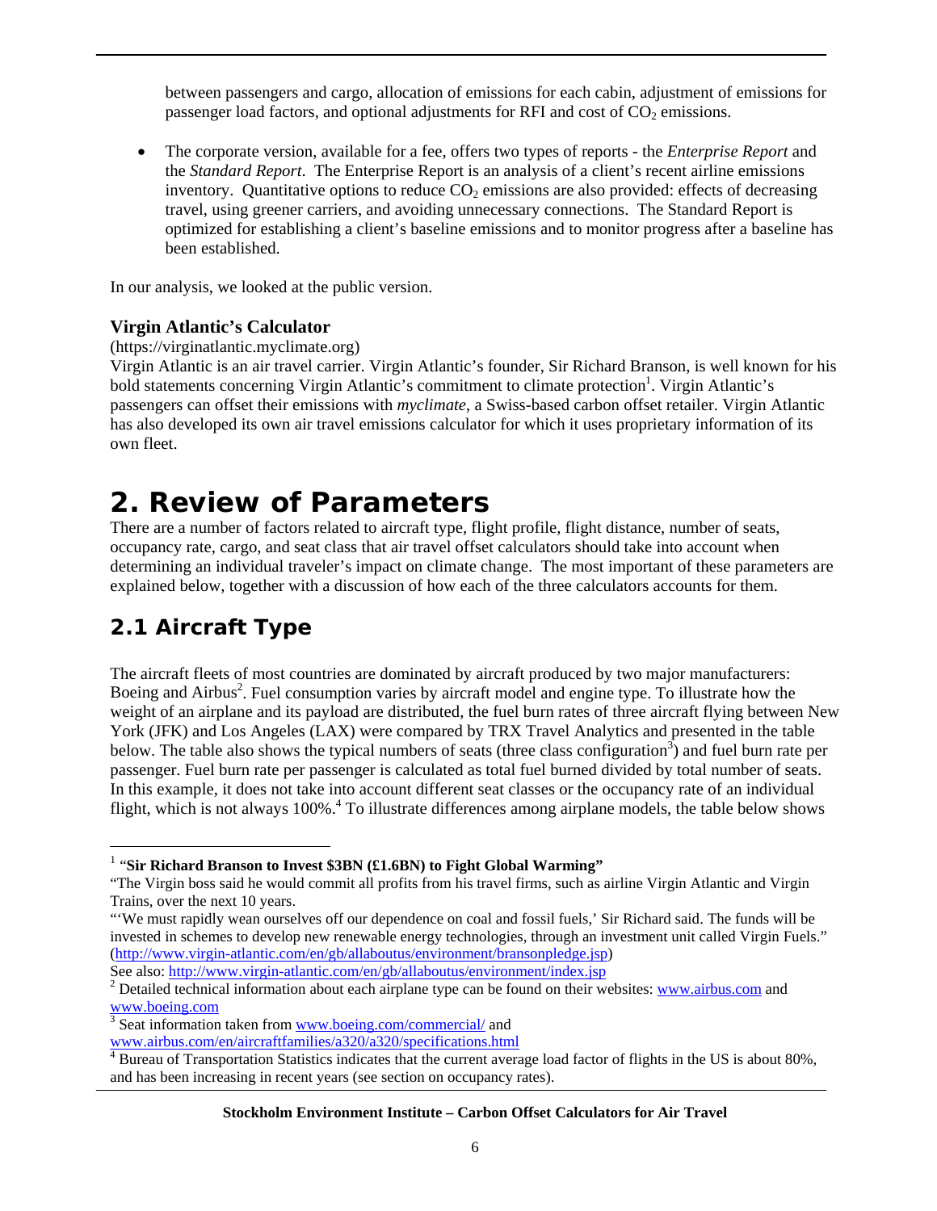between passengers and cargo, allocation of emissions for each cabin, adjustment of emissions for passenger load factors, and optional adjustments for RFI and cost of $CO_2$ emissions.

- The corporate version, available for a fee, offers two types of reports - the *Enterprise Report* and the *Standard Report*. The Enterprise Report is an analysis of a client's recent airline emissions inventory. Quantitative options to reduce $CO_2$ emissions are also provided: effects of decreasing travel, using greener carriers, and avoiding unnecessary connections. The Standard Report is optimized for establishing a client's baseline emissions and to monitor progress after a baseline has been established.

In our analysis, we looked at the public version.

### Virgin Atlantic's Calculator

(https://virginatlantic.myclimate.org)

Virgin Atlantic is an air travel carrier. Virgin Atlantic's founder, Sir Richard Branson, is well known for his bold statements concerning Virgin Atlantic's commitment to climate protection[1]. Virgin Atlantic's passengers can offset their emissions with *myclimate*, a Swiss-based carbon offset retailer. Virgin Atlantic has also developed its own air travel emissions calculator for which it uses proprietary information of its own fleet.

# 2. Review of Parameters

There are a number of factors related to aircraft type, flight profile, flight distance, number of seats, occupancy rate, cargo, and seat class that air travel offset calculators should take into account when determining an individual traveler's impact on climate change. The most important of these parameters are explained below, together with a discussion of how each of the three calculators accounts for them.

## 2.1 Aircraft Type

The aircraft fleets of most countries are dominated by aircraft produced by two major manufacturers: Boeing and Airbus[2]. Fuel consumption varies by aircraft model and engine type. To illustrate how the weight of an airplane and its payload are distributed, the fuel burn rates of three aircraft flying between New York (JFK) and Los Angeles (LAX) were compared by TRX Travel Analytics and presented in the table below. The table also shows the typical numbers of seats (three class configuration[3]) and fuel burn rate per passenger. Fuel burn rate per passenger is calculated as total fuel burned divided by total number of seats. In this example, it does not take into account different seat classes or the occupancy rate of an individual flight, which is not always 100%.[4] To illustrate differences among airplane models, the table below shows

---

[1] "**Sir Richard Branson to Invest $3BN (£1.6BN) to Fight Global Warming"**

"The Virgin boss said he would commit all profits from his travel firms, such as airline Virgin Atlantic and Virgin Trains, over the next 10 years.

"'We must rapidly wean ourselves off our dependence on coal and fossil fuels,' Sir Richard said. The funds will be invested in schemes to develop new renewable energy technologies, through an investment unit called Virgin Fuels." (http://www.virgin-atlantic.com/en/gb/allaboutus/environment/bransonpledge.jsp)

See also: http://www.virgin-atlantic.com/en/gb/allaboutus/environment/index.jsp

[2] Detailed technical information about each airplane type can be found on their websites: www.airbus.com and www.boeing.com

[3] Seat information taken from www.boeing.com/commercial/ and www.airbus.com/en/aircraftfamilies/a320/a320/specifications.html

[4] Bureau of Transportation Statistics indicates that the current average load factor of flights in the US is about 80%, and has been increasing in recent years (see section on occupancy rates).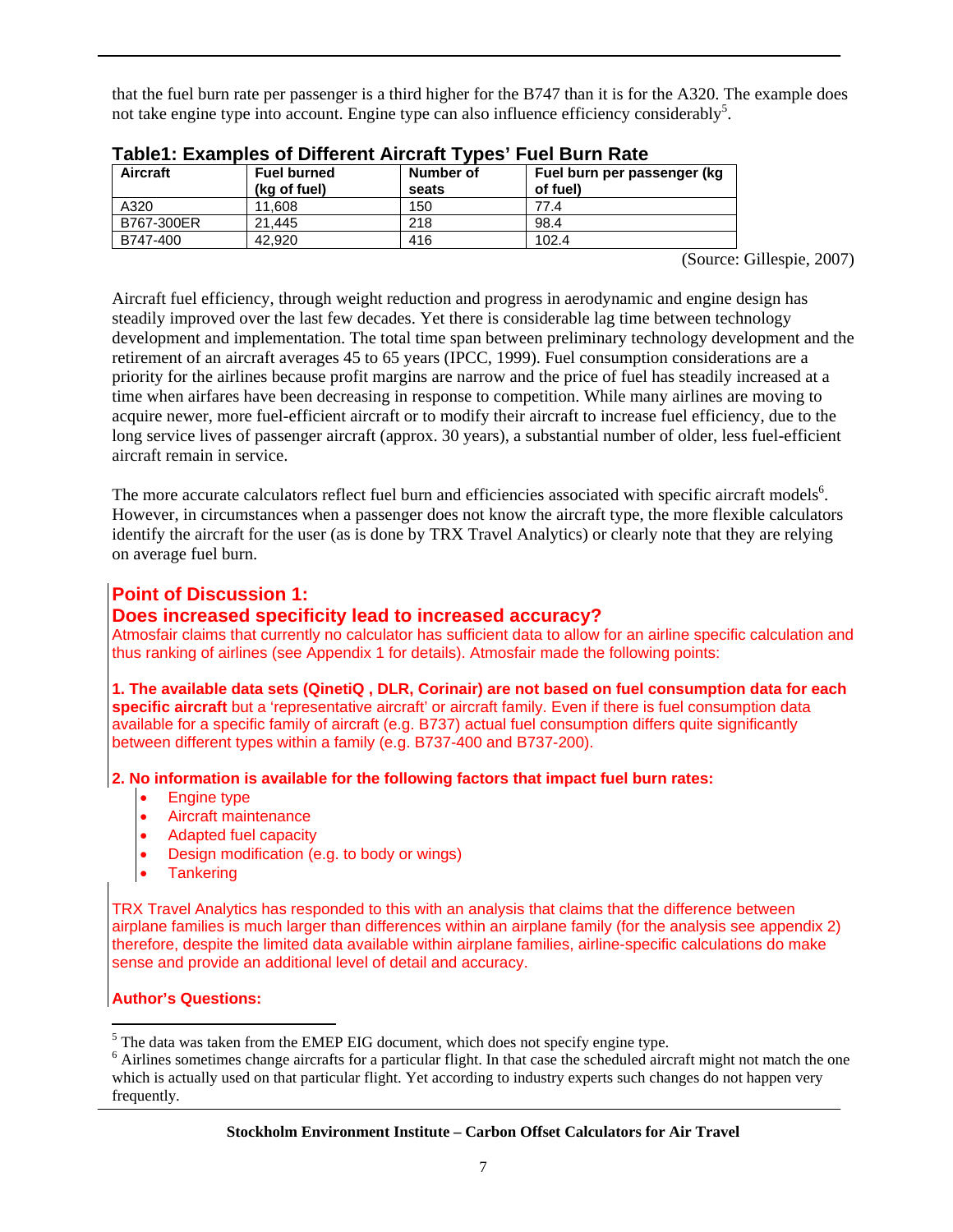that the fuel burn rate per passenger is a third higher for the B747 than it is for the A320. The example does not take engine type into account. Engine type can also influence efficiency considerably[5].

**Table1: Examples of Different Aircraft Types' Fuel Burn Rate**

| Aircraft | Fuel burned (kg of fuel) | Number of seats | Fuel burn per passenger (kg of fuel) |
|---|---|---|---|
| A320 | 11,608 | 150 | 77.4 |
| B767-300ER | 21,445 | 218 | 98.4 |
| B747-400 | 42,920 | 416 | 102.4 |

(Source: Gillespie, 2007)

Aircraft fuel efficiency, through weight reduction and progress in aerodynamic and engine design has steadily improved over the last few decades. Yet there is considerable lag time between technology development and implementation. The total time span between preliminary technology development and the retirement of an aircraft averages 45 to 65 years (IPCC, 1999). Fuel consumption considerations are a priority for the airlines because profit margins are narrow and the price of fuel has steadily increased at a time when airfares have been decreasing in response to competition. While many airlines are moving to acquire newer, more fuel-efficient aircraft or to modify their aircraft to increase fuel efficiency, due to the long service lives of passenger aircraft (approx. 30 years), a substantial number of older, less fuel-efficient aircraft remain in service.

The more accurate calculators reflect fuel burn and efficiencies associated with specific aircraft models[6]. However, in circumstances when a passenger does not know the aircraft type, the more flexible calculators identify the aircraft for the user (as is done by TRX Travel Analytics) or clearly note that they are relying on average fuel burn.

## Point of Discussion 1:
## Does increased specificity lead to increased accuracy?

Atmosfair claims that currently no calculator has sufficient data to allow for an airline specific calculation and thus ranking of airlines (see Appendix 1 for details). Atmosfair made the following points:

**1. The available data sets (QinetiQ , DLR, Corinair) are not based on fuel consumption data for each specific aircraft** but a 'representative aircraft' or aircraft family. Even if there is fuel consumption data available for a specific family of aircraft (e.g. B737) actual fuel consumption differs quite significantly between different types within a family (e.g. B737-400 and B737-200).

**2. No information is available for the following factors that impact fuel burn rates:**

- Engine type
- Aircraft maintenance
- Adapted fuel capacity
- Design modification (e.g. to body or wings)
- Tankering

TRX Travel Analytics has responded to this with an analysis that claims that the difference between airplane families is much larger than differences within an airplane family (for the analysis see appendix 2) therefore, despite the limited data available within airplane families, airline-specific calculations do make sense and provide an additional level of detail and accuracy.

**Author's Questions:**

---

[5] The data was taken from the EMEP EIG document, which does not specify engine type.

[6] Airlines sometimes change aircrafts for a particular flight. In that case the scheduled aircraft might not match the one which is actually used on that particular flight. Yet according to industry experts such changes do not happen very frequently.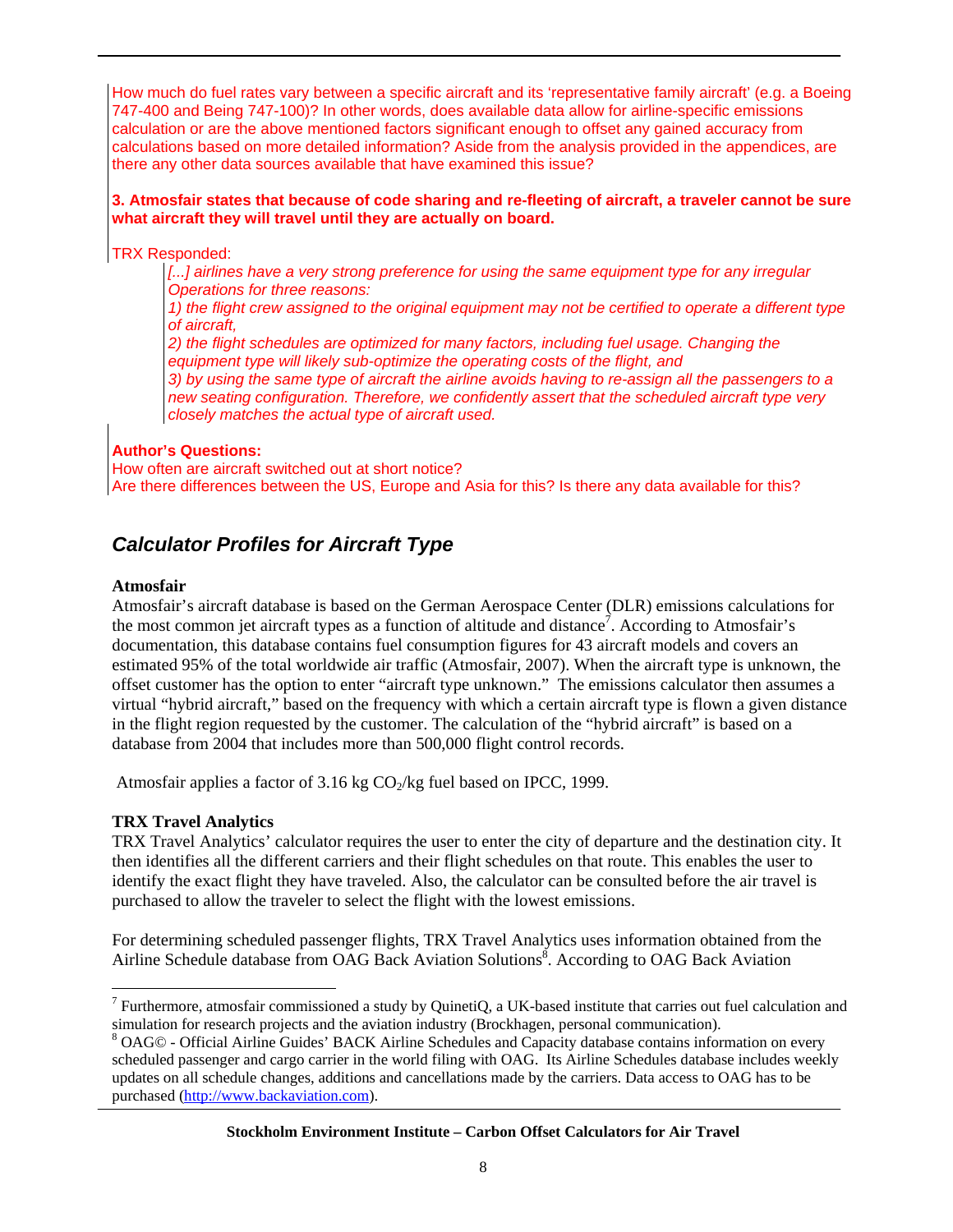How much do fuel rates vary between a specific aircraft and its 'representative family aircraft' (e.g. a Boeing 747-400 and Being 747-100)? In other words, does available data allow for airline-specific emissions calculation or are the above mentioned factors significant enough to offset any gained accuracy from calculations based on more detailed information? Aside from the analysis provided in the appendices, are there any other data sources available that have examined this issue?

**3. Atmosfair states that because of code sharing and re-fleeting of aircraft, a traveler cannot be sure what aircraft they will travel until they are actually on board.**

TRX Responded:

> *[...] airlines have a very strong preference for using the same equipment type for any irregular Operations for three reasons:*
> *1) the flight crew assigned to the original equipment may not be certified to operate a different type of aircraft,*
> *2) the flight schedules are optimized for many factors, including fuel usage. Changing the equipment type will likely sub-optimize the operating costs of the flight, and*
> *3) by using the same type of aircraft the airline avoids having to re-assign all the passengers to a new seating configuration. Therefore, we confidently assert that the scheduled aircraft type very closely matches the actual type of aircraft used.*

**Author's Questions:**
How often are aircraft switched out at short notice?
Are there differences between the US, Europe and Asia for this? Is there any data available for this?

## *Calculator Profiles for Aircraft Type*

**Atmosfair**
Atmosfair's aircraft database is based on the German Aerospace Center (DLR) emissions calculations for the most common jet aircraft types as a function of altitude and distance[7]. According to Atmosfair's documentation, this database contains fuel consumption figures for 43 aircraft models and covers an estimated 95% of the total worldwide air traffic (Atmosfair, 2007). When the aircraft type is unknown, the offset customer has the option to enter "aircraft type unknown." The emissions calculator then assumes a virtual "hybrid aircraft," based on the frequency with which a certain aircraft type is flown a given distance in the flight region requested by the customer. The calculation of the "hybrid aircraft" is based on a database from 2004 that includes more than 500,000 flight control records.

Atmosfair applies a factor of 3.16 kg $CO_2$/kg fuel based on IPCC, 1999.

**TRX Travel Analytics**
TRX Travel Analytics' calculator requires the user to enter the city of departure and the destination city. It then identifies all the different carriers and their flight schedules on that route. This enables the user to identify the exact flight they have traveled. Also, the calculator can be consulted before the air travel is purchased to allow the traveler to select the flight with the lowest emissions.

For determining scheduled passenger flights, TRX Travel Analytics uses information obtained from the Airline Schedule database from OAG Back Aviation Solutions[8]. According to OAG Back Aviation

---

[7] Furthermore, atmosfair commissioned a study by QuinetiQ, a UK-based institute that carries out fuel calculation and simulation for research projects and the aviation industry (Brockhagen, personal communication).

[8] OAG© - Official Airline Guides' BACK Airline Schedules and Capacity database contains information on every scheduled passenger and cargo carrier in the world filing with OAG. Its Airline Schedules database includes weekly updates on all schedule changes, additions and cancellations made by the carriers. Data access to OAG has to be purchased (http://www.backaviation.com).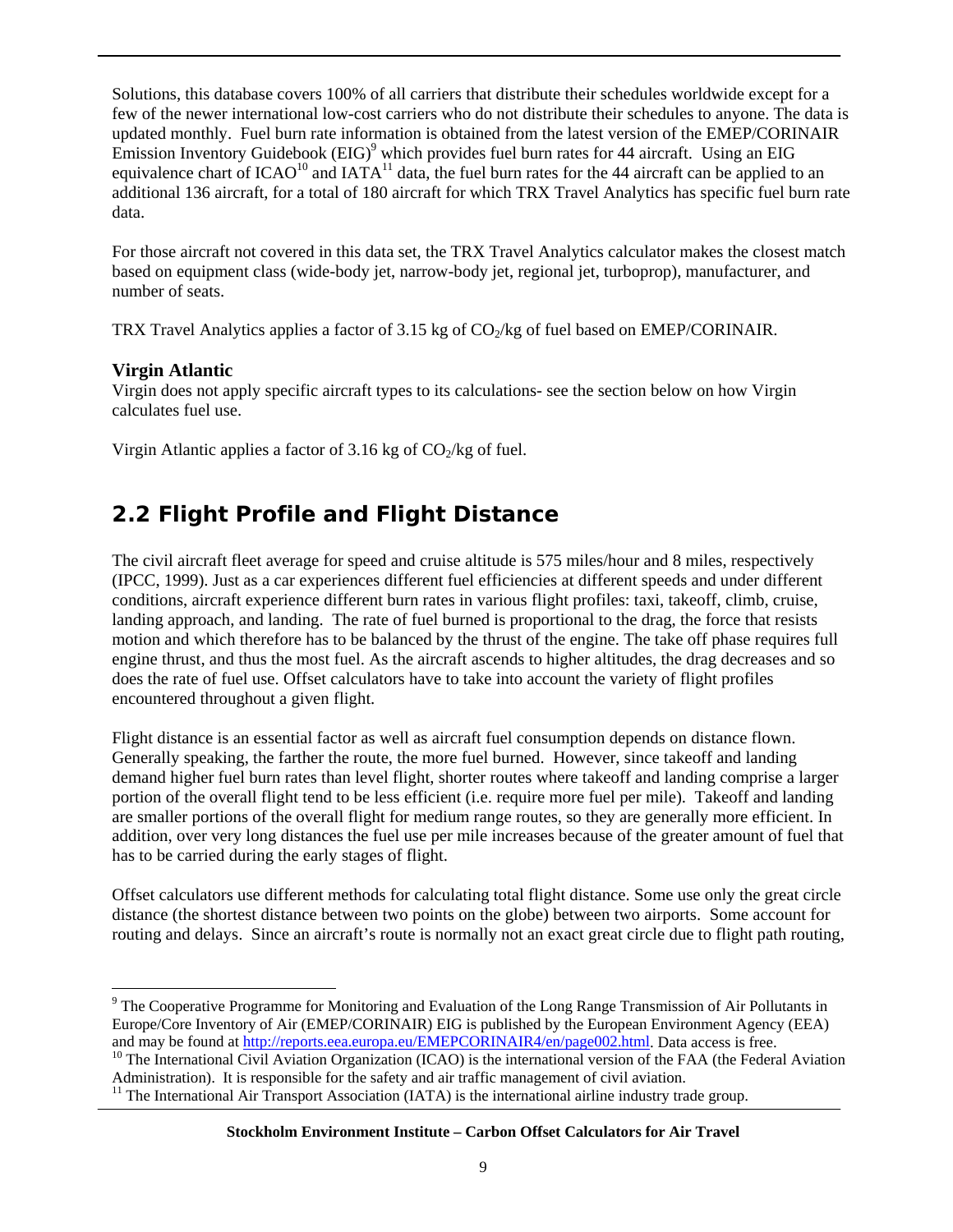Solutions, this database covers 100% of all carriers that distribute their schedules worldwide except for a few of the newer international low-cost carriers who do not distribute their schedules to anyone. The data is updated monthly. Fuel burn rate information is obtained from the latest version of the EMEP/CORINAIR Emission Inventory Guidebook (EIG)[9] which provides fuel burn rates for 44 aircraft. Using an EIG equivalence chart of ICAO[10] and IATA[11] data, the fuel burn rates for the 44 aircraft can be applied to an additional 136 aircraft, for a total of 180 aircraft for which TRX Travel Analytics has specific fuel burn rate data.

For those aircraft not covered in this data set, the TRX Travel Analytics calculator makes the closest match based on equipment class (wide-body jet, narrow-body jet, regional jet, turboprop), manufacturer, and number of seats.

TRX Travel Analytics applies a factor of 3.15 kg of $CO_2$/kg of fuel based on EMEP/CORINAIR.

### Virgin Atlantic

Virgin does not apply specific aircraft types to its calculations- see the section below on how Virgin calculates fuel use.

Virgin Atlantic applies a factor of 3.16 kg of $CO_2$/kg of fuel.

## 2.2 Flight Profile and Flight Distance

The civil aircraft fleet average for speed and cruise altitude is 575 miles/hour and 8 miles, respectively (IPCC, 1999). Just as a car experiences different fuel efficiencies at different speeds and under different conditions, aircraft experience different burn rates in various flight profiles: taxi, takeoff, climb, cruise, landing approach, and landing. The rate of fuel burned is proportional to the drag, the force that resists motion and which therefore has to be balanced by the thrust of the engine. The take off phase requires full engine thrust, and thus the most fuel. As the aircraft ascends to higher altitudes, the drag decreases and so does the rate of fuel use. Offset calculators have to take into account the variety of flight profiles encountered throughout a given flight.

Flight distance is an essential factor as well as aircraft fuel consumption depends on distance flown. Generally speaking, the farther the route, the more fuel burned. However, since takeoff and landing demand higher fuel burn rates than level flight, shorter routes where takeoff and landing comprise a larger portion of the overall flight tend to be less efficient (i.e. require more fuel per mile). Takeoff and landing are smaller portions of the overall flight for medium range routes, so they are generally more efficient. In addition, over very long distances the fuel use per mile increases because of the greater amount of fuel that has to be carried during the early stages of flight.

Offset calculators use different methods for calculating total flight distance. Some use only the great circle distance (the shortest distance between two points on the globe) between two airports. Some account for routing and delays. Since an aircraft's route is normally not an exact great circle due to flight path routing,

---

[9] The Cooperative Programme for Monitoring and Evaluation of the Long Range Transmission of Air Pollutants in Europe/Core Inventory of Air (EMEP/CORINAIR) EIG is published by the European Environment Agency (EEA) and may be found at http://reports.eea.europa.eu/EMEPCORINAIR4/en/page002.html. Data access is free.

[10] The International Civil Aviation Organization (ICAO) is the international version of the FAA (the Federal Aviation Administration). It is responsible for the safety and air traffic management of civil aviation.

[11] The International Air Transport Association (IATA) is the international airline industry trade group.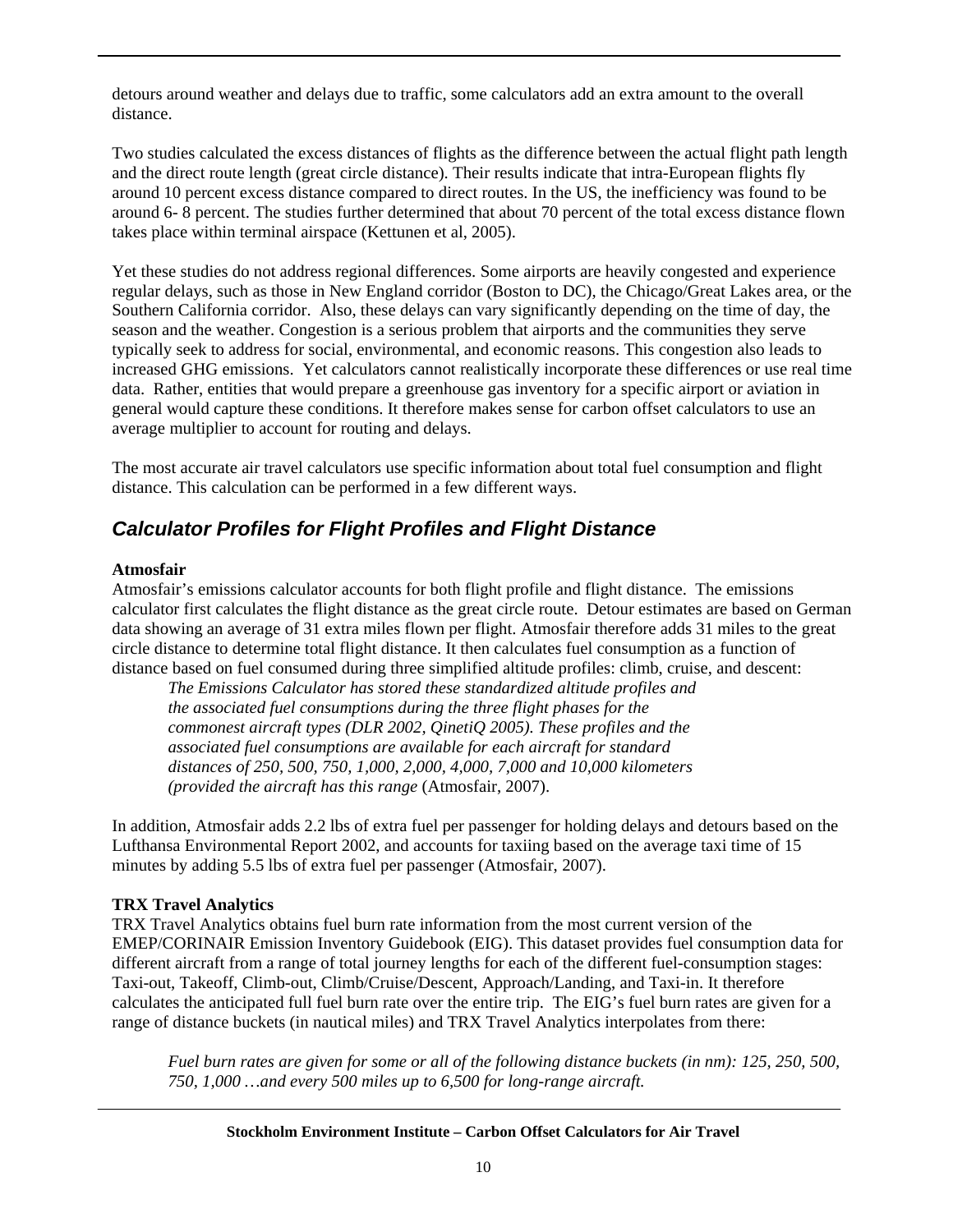detours around weather and delays due to traffic, some calculators add an extra amount to the overall distance.

Two studies calculated the excess distances of flights as the difference between the actual flight path length and the direct route length (great circle distance). Their results indicate that intra-European flights fly around 10 percent excess distance compared to direct routes. In the US, the inefficiency was found to be around 6- 8 percent. The studies further determined that about 70 percent of the total excess distance flown takes place within terminal airspace (Kettunen et al, 2005).

Yet these studies do not address regional differences. Some airports are heavily congested and experience regular delays, such as those in New England corridor (Boston to DC), the Chicago/Great Lakes area, or the Southern California corridor. Also, these delays can vary significantly depending on the time of day, the season and the weather. Congestion is a serious problem that airports and the communities they serve typically seek to address for social, environmental, and economic reasons. This congestion also leads to increased GHG emissions. Yet calculators cannot realistically incorporate these differences or use real time data. Rather, entities that would prepare a greenhouse gas inventory for a specific airport or aviation in general would capture these conditions. It therefore makes sense for carbon offset calculators to use an average multiplier to account for routing and delays.

The most accurate air travel calculators use specific information about total fuel consumption and flight distance. This calculation can be performed in a few different ways.

## *Calculator Profiles for Flight Profiles and Flight Distance*

**Atmosfair**

Atmosfair's emissions calculator accounts for both flight profile and flight distance. The emissions calculator first calculates the flight distance as the great circle route. Detour estimates are based on German data showing an average of 31 extra miles flown per flight. Atmosfair therefore adds 31 miles to the great circle distance to determine total flight distance. It then calculates fuel consumption as a function of distance based on fuel consumed during three simplified altitude profiles: climb, cruise, and descent:

> *The Emissions Calculator has stored these standardized altitude profiles and the associated fuel consumptions during the three flight phases for the commonest aircraft types (DLR 2002, QinetiQ 2005). These profiles and the associated fuel consumptions are available for each aircraft for standard distances of 250, 500, 750, 1,000, 2,000, 4,000, 7,000 and 10,000 kilometers (provided the aircraft has this range* (Atmosfair, 2007).

In addition, Atmosfair adds 2.2 lbs of extra fuel per passenger for holding delays and detours based on the Lufthansa Environmental Report 2002, and accounts for taxiing based on the average taxi time of 15 minutes by adding 5.5 lbs of extra fuel per passenger (Atmosfair, 2007).

**TRX Travel Analytics**

TRX Travel Analytics obtains fuel burn rate information from the most current version of the EMEP/CORINAIR Emission Inventory Guidebook (EIG). This dataset provides fuel consumption data for different aircraft from a range of total journey lengths for each of the different fuel-consumption stages: Taxi-out, Takeoff, Climb-out, Climb/Cruise/Descent, Approach/Landing, and Taxi-in. It therefore calculates the anticipated full fuel burn rate over the entire trip. The EIG's fuel burn rates are given for a range of distance buckets (in nautical miles) and TRX Travel Analytics interpolates from there:

> *Fuel burn rates are given for some or all of the following distance buckets (in nm): 125, 250, 500, 750, 1,000 …and every 500 miles up to 6,500 for long-range aircraft.*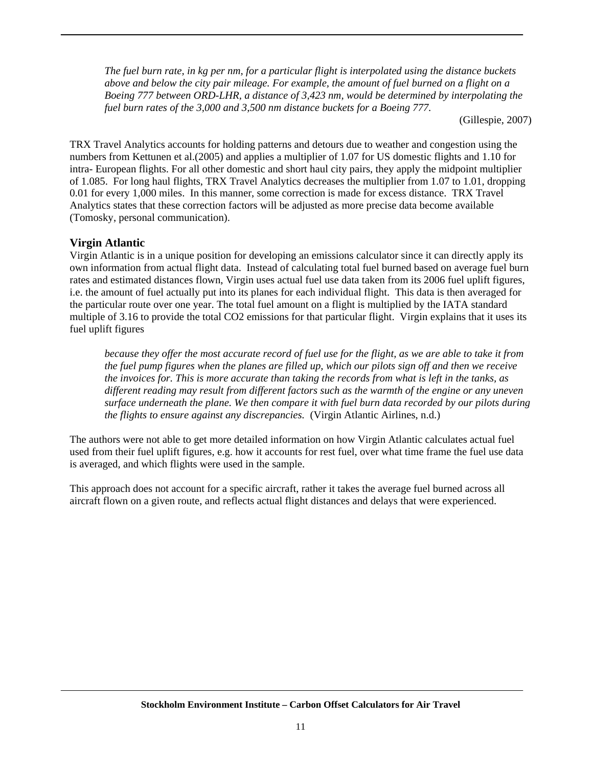> *The fuel burn rate, in kg per nm, for a particular flight is interpolated using the distance buckets above and below the city pair mileage. For example, the amount of fuel burned on a flight on a Boeing 777 between ORD-LHR, a distance of 3,423 nm, would be determined by interpolating the fuel burn rates of the 3,000 and 3,500 nm distance buckets for a Boeing 777.*
>
> (Gillespie, 2007)

TRX Travel Analytics accounts for holding patterns and detours due to weather and congestion using the numbers from Kettunen et al.(2005) and applies a multiplier of 1.07 for US domestic flights and 1.10 for intra- European flights. For all other domestic and short haul city pairs, they apply the midpoint multiplier of 1.085. For long haul flights, TRX Travel Analytics decreases the multiplier from 1.07 to 1.01, dropping 0.01 for every 1,000 miles. In this manner, some correction is made for excess distance. TRX Travel Analytics states that these correction factors will be adjusted as more precise data become available (Tomosky, personal communication).

### Virgin Atlantic

Virgin Atlantic is in a unique position for developing an emissions calculator since it can directly apply its own information from actual flight data. Instead of calculating total fuel burned based on average fuel burn rates and estimated distances flown, Virgin uses actual fuel use data taken from its 2006 fuel uplift figures, i.e. the amount of fuel actually put into its planes for each individual flight. This data is then averaged for the particular route over one year. The total fuel amount on a flight is multiplied by the IATA standard multiple of 3.16 to provide the total $CO_2$ emissions for that particular flight. Virgin explains that it uses its fuel uplift figures

> *because they offer the most accurate record of fuel use for the flight, as we are able to take it from the fuel pump figures when the planes are filled up, which our pilots sign off and then we receive the invoices for. This is more accurate than taking the records from what is left in the tanks, as different reading may result from different factors such as the warmth of the engine or any uneven surface underneath the plane. We then compare it with fuel burn data recorded by our pilots during the flights to ensure against any discrepancies.* (Virgin Atlantic Airlines, n.d.)

The authors were not able to get more detailed information on how Virgin Atlantic calculates actual fuel used from their fuel uplift figures, e.g. how it accounts for rest fuel, over what time frame the fuel use data is averaged, and which flights were used in the sample.

This approach does not account for a specific aircraft, rather it takes the average fuel burned across all aircraft flown on a given route, and reflects actual flight distances and delays that were experienced.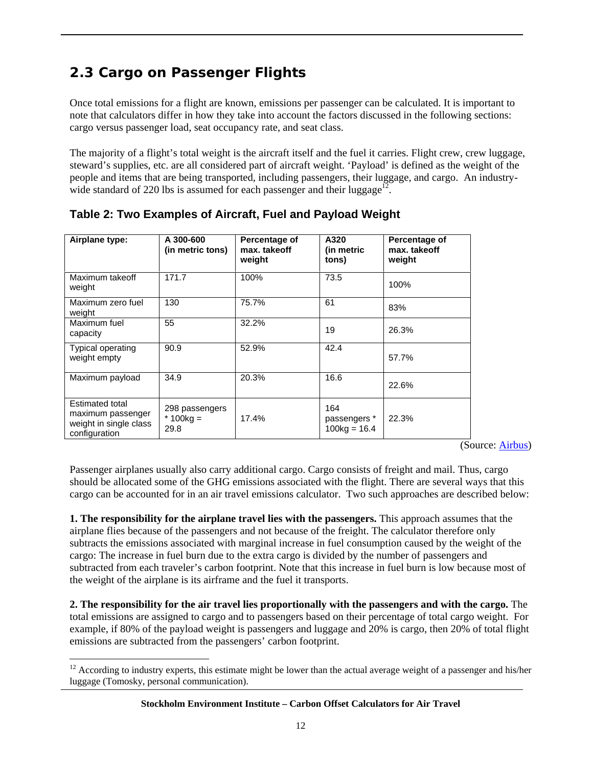## 2.3 Cargo on Passenger Flights

Once total emissions for a flight are known, emissions per passenger can be calculated. It is important to note that calculators differ in how they take into account the factors discussed in the following sections: cargo versus passenger load, seat occupancy rate, and seat class.

The majority of a flight's total weight is the aircraft itself and the fuel it carries. Flight crew, crew luggage, steward's supplies, etc. are all considered part of aircraft weight. 'Payload' is defined as the weight of the people and items that are being transported, including passengers, their luggage, and cargo. An industry-wide standard of 220 lbs is assumed for each passenger and their luggage[12].

### Table 2: Two Examples of Aircraft, Fuel and Payload Weight

| Airplane type: | A 300-600 (in metric tons) | Percentage of max. takeoff weight | A320 (in metric tons) | Percentage of max. takeoff weight |
|---|---|---|---|---|
| Maximum takeoff weight | 171.7 | 100% | 73.5 | 100% |
| Maximum zero fuel weight | 130 | 75.7% | 61 | 83% |
| Maximum fuel capacity | 55 | 32.2% | 19 | 26.3% |
| Typical operating weight empty | 90.9 | 52.9% | 42.4 | 57.7% |
| Maximum payload | 34.9 | 20.3% | 16.6 | 22.6% |
| Estimated total maximum passenger weight in single class configuration | 298 passengers * 100kg = 29.8 | 17.4% | 164 passengers * 100kg = 16.4 | 22.3% |

(Source: Airbus)

Passenger airplanes usually also carry additional cargo. Cargo consists of freight and mail. Thus, cargo should be allocated some of the GHG emissions associated with the flight. There are several ways that this cargo can be accounted for in an air travel emissions calculator. Two such approaches are described below:

**1. The responsibility for the airplane travel lies with the passengers.** This approach assumes that the airplane flies because of the passengers and not because of the freight. The calculator therefore only subtracts the emissions associated with marginal increase in fuel consumption caused by the weight of the cargo: The increase in fuel burn due to the extra cargo is divided by the number of passengers and subtracted from each traveler's carbon footprint. Note that this increase in fuel burn is low because most of the weight of the airplane is its airframe and the fuel it transports.

**2. The responsibility for the air travel lies proportionally with the passengers and with the cargo.** The total emissions are assigned to cargo and to passengers based on their percentage of total cargo weight. For example, if 80% of the payload weight is passengers and luggage and 20% is cargo, then 20% of total flight emissions are subtracted from the passengers' carbon footprint.

[12] According to industry experts, this estimate might be lower than the actual average weight of a passenger and his/her luggage (Tomosky, personal communication).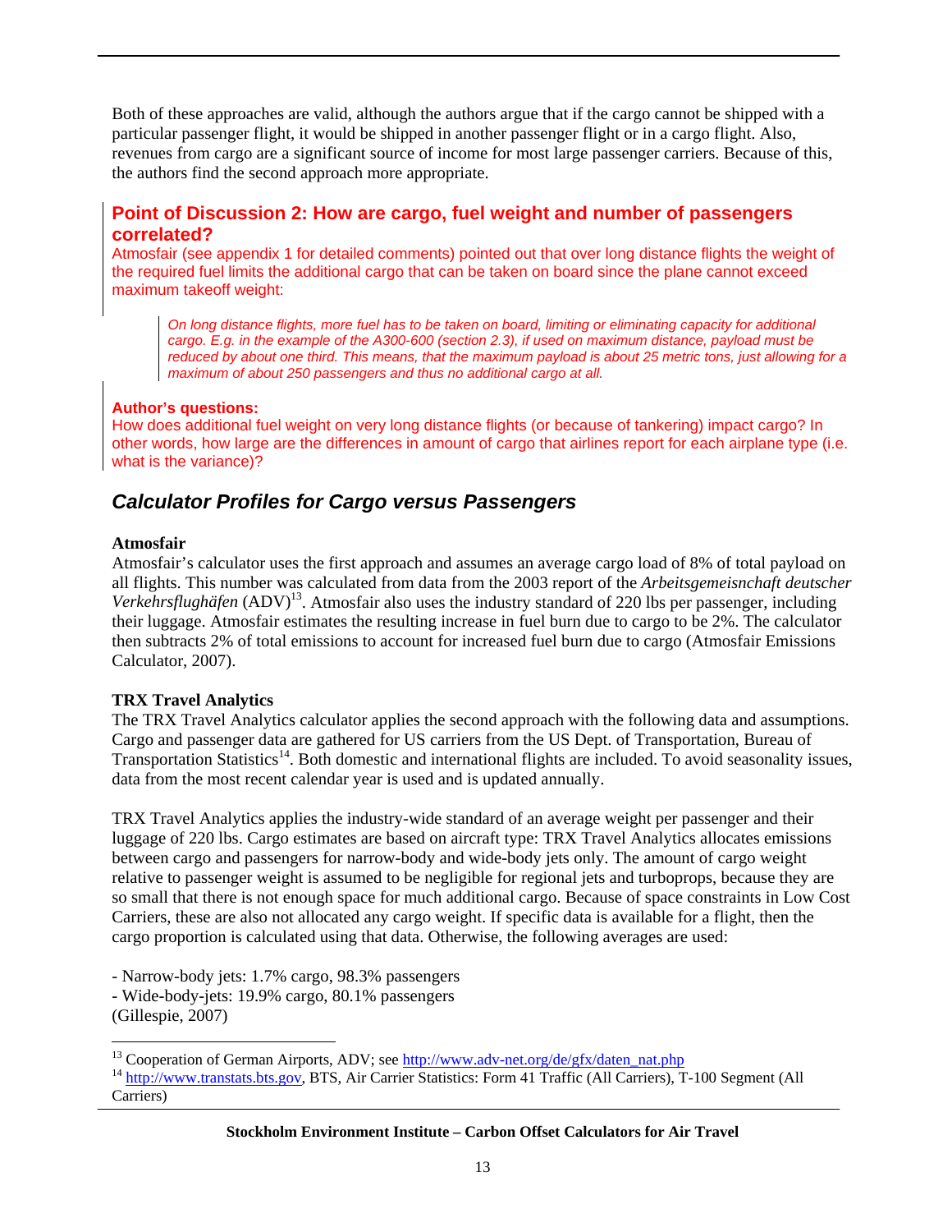Both of these approaches are valid, although the authors argue that if the cargo cannot be shipped with a particular passenger flight, it would be shipped in another passenger flight or in a cargo flight. Also, revenues from cargo are a significant source of income for most large passenger carriers. Because of this, the authors find the second approach more appropriate.

### Point of Discussion 2: How are cargo, fuel weight and number of passengers correlated?

Atmosfair (see appendix 1 for detailed comments) pointed out that over long distance flights the weight of the required fuel limits the additional cargo that can be taken on board since the plane cannot exceed maximum takeoff weight:

> *On long distance flights, more fuel has to be taken on board, limiting or eliminating capacity for additional cargo. E.g. in the example of the A300-600 (section 2.3), if used on maximum distance, payload must be reduced by about one third. This means, that the maximum payload is about 25 metric tons, just allowing for a maximum of about 250 passengers and thus no additional cargo at all.*

**Author's questions:**
How does additional fuel weight on very long distance flights (or because of tankering) impact cargo? In other words, how large are the differences in amount of cargo that airlines report for each airplane type (i.e. what is the variance)?

## *Calculator Profiles for Cargo versus Passengers*

**Atmosfair**
Atmosfair's calculator uses the first approach and assumes an average cargo load of 8% of total payload on all flights. This number was calculated from data from the 2003 report of the *Arbeitsgemeinschaft deutscher Verkehrsflughäfen* (ADV)[13]. Atmosfair also uses the industry standard of 220 lbs per passenger, including their luggage. Atmosfair estimates the resulting increase in fuel burn due to cargo to be 2%. The calculator then subtracts 2% of total emissions to account for increased fuel burn due to cargo (Atmosfair Emissions Calculator, 2007).

**TRX Travel Analytics**
The TRX Travel Analytics calculator applies the second approach with the following data and assumptions. Cargo and passenger data are gathered for US carriers from the US Dept. of Transportation, Bureau of Transportation Statistics[14]. Both domestic and international flights are included. To avoid seasonality issues, data from the most recent calendar year is used and is updated annually.

TRX Travel Analytics applies the industry-wide standard of an average weight per passenger and their luggage of 220 lbs. Cargo estimates are based on aircraft type: TRX Travel Analytics allocates emissions between cargo and passengers for narrow-body and wide-body jets only. The amount of cargo weight relative to passenger weight is assumed to be negligible for regional jets and turboprops, because they are so small that there is not enough space for much additional cargo. Because of space constraints in Low Cost Carriers, these are also not allocated any cargo weight. If specific data is available for a flight, then the cargo proportion is calculated using that data. Otherwise, the following averages are used:

- Narrow-body jets: 1.7% cargo, 98.3% passengers
- Wide-body-jets: 19.9% cargo, 80.1% passengers

(Gillespie, 2007)

[13] Cooperation of German Airports, ADV; see http://www.adv-net.org/de/gfx/daten_nat.php

[14] http://www.transtats.bts.gov, BTS, Air Carrier Statistics: Form 41 Traffic (All Carriers), T-100 Segment (All Carriers)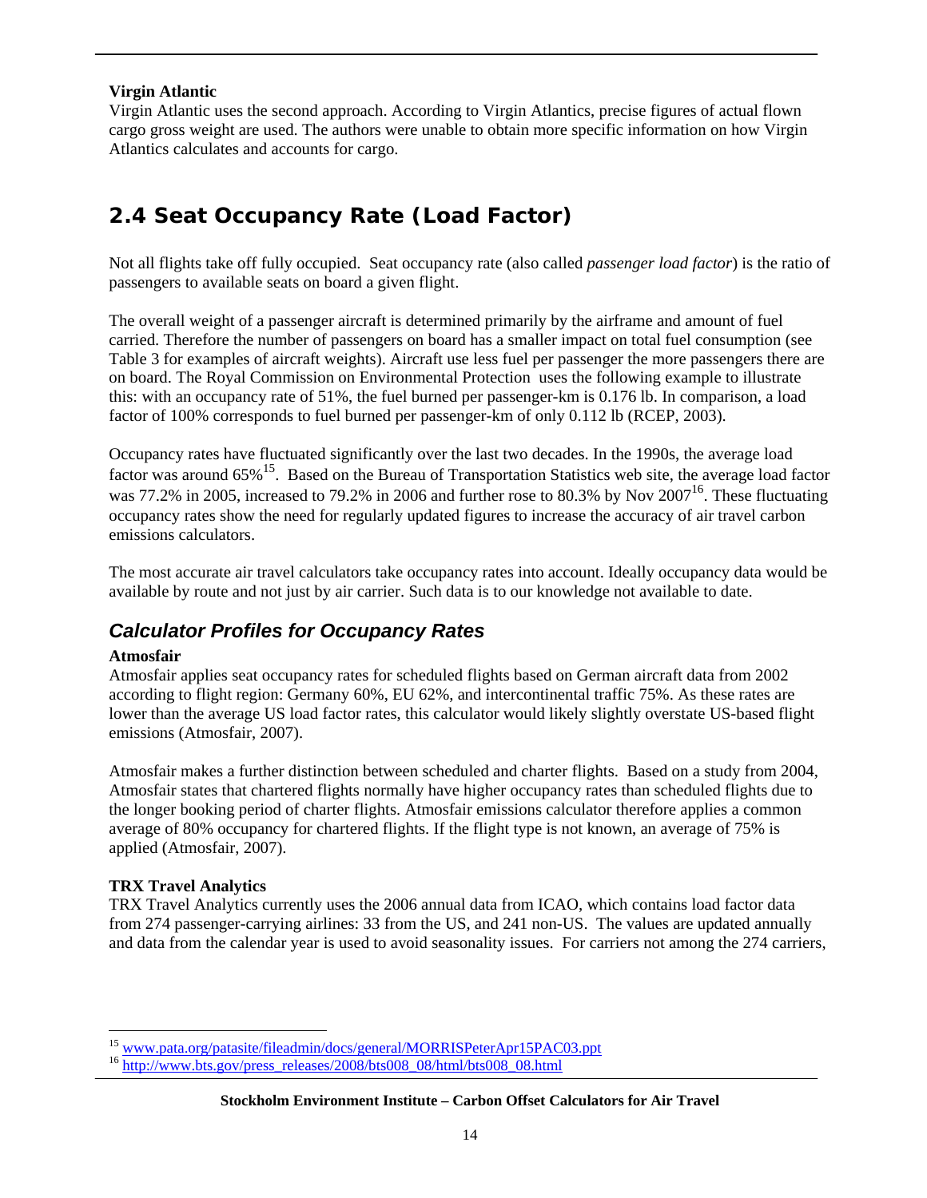**Virgin Atlantic**

Virgin Atlantic uses the second approach. According to Virgin Atlantics, precise figures of actual flown cargo gross weight are used. The authors were unable to obtain more specific information on how Virgin Atlantics calculates and accounts for cargo.

## 2.4 Seat Occupancy Rate (Load Factor)

Not all flights take off fully occupied. Seat occupancy rate (also called *passenger load factor*) is the ratio of passengers to available seats on board a given flight.

The overall weight of a passenger aircraft is determined primarily by the airframe and amount of fuel carried. Therefore the number of passengers on board has a smaller impact on total fuel consumption (see Table 3 for examples of aircraft weights). Aircraft use less fuel per passenger the more passengers there are on board. The Royal Commission on Environmental Protection uses the following example to illustrate this: with an occupancy rate of 51%, the fuel burned per passenger-km is 0.176 lb. In comparison, a load factor of 100% corresponds to fuel burned per passenger-km of only 0.112 lb (RCEP, 2003).

Occupancy rates have fluctuated significantly over the last two decades. In the 1990s, the average load factor was around 65%[15]. Based on the Bureau of Transportation Statistics web site, the average load factor was 77.2% in 2005, increased to 79.2% in 2006 and further rose to 80.3% by Nov 2007[16]. These fluctuating occupancy rates show the need for regularly updated figures to increase the accuracy of air travel carbon emissions calculators.

The most accurate air travel calculators take occupancy rates into account. Ideally occupancy data would be available by route and not just by air carrier. Such data is to our knowledge not available to date.

### *Calculator Profiles for Occupancy Rates*

**Atmosfair**

Atmosfair applies seat occupancy rates for scheduled flights based on German aircraft data from 2002 according to flight region: Germany 60%, EU 62%, and intercontinental traffic 75%. As these rates are lower than the average US load factor rates, this calculator would likely slightly overstate US-based flight emissions (Atmosfair, 2007).

Atmosfair makes a further distinction between scheduled and charter flights. Based on a study from 2004, Atmosfair states that chartered flights normally have higher occupancy rates than scheduled flights due to the longer booking period of charter flights. Atmosfair emissions calculator therefore applies a common average of 80% occupancy for chartered flights. If the flight type is not known, an average of 75% is applied (Atmosfair, 2007).

**TRX Travel Analytics**

TRX Travel Analytics currently uses the 2006 annual data from ICAO, which contains load factor data from 274 passenger-carrying airlines: 33 from the US, and 241 non-US. The values are updated annually and data from the calendar year is used to avoid seasonality issues. For carriers not among the 274 carriers,

---

[15] www.pata.org/patasite/fileadmin/docs/general/MORRISPeterApr15PAC03.ppt

[16] http://www.bts.gov/press_releases/2008/bts008_08/html/bts008_08.html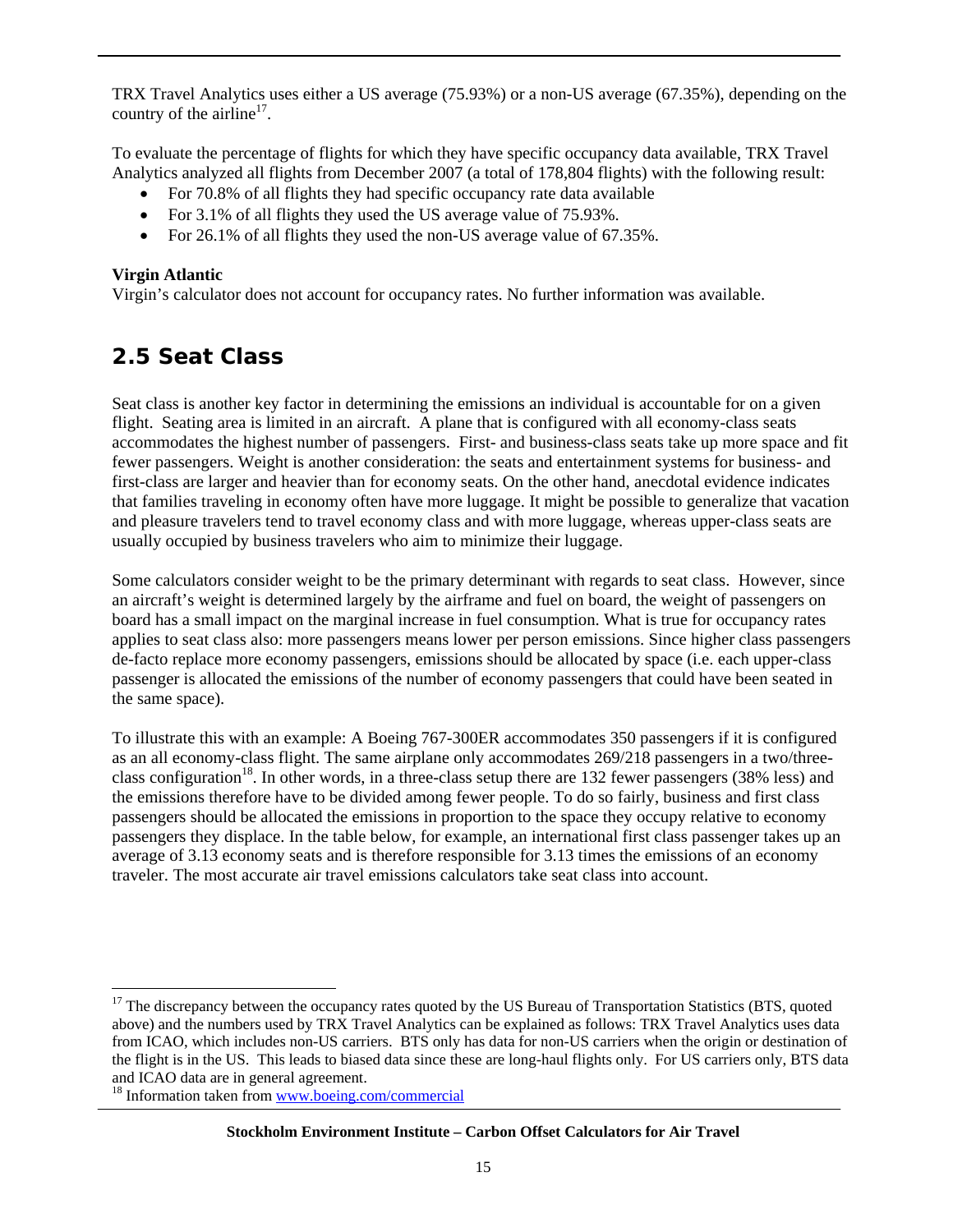TRX Travel Analytics uses either a US average (75.93%) or a non-US average (67.35%), depending on the country of the airline[17].

To evaluate the percentage of flights for which they have specific occupancy data available, TRX Travel Analytics analyzed all flights from December 2007 (a total of 178,804 flights) with the following result:

- For 70.8% of all flights they had specific occupancy rate data available
- For 3.1% of all flights they used the US average value of 75.93%.
- For 26.1% of all flights they used the non-US average value of 67.35%.

**Virgin Atlantic**

Virgin's calculator does not account for occupancy rates. No further information was available.

## 2.5 Seat Class

Seat class is another key factor in determining the emissions an individual is accountable for on a given flight. Seating area is limited in an aircraft. A plane that is configured with all economy-class seats accommodates the highest number of passengers. First- and business-class seats take up more space and fit fewer passengers. Weight is another consideration: the seats and entertainment systems for business- and first-class are larger and heavier than for economy seats. On the other hand, anecdotal evidence indicates that families traveling in economy often have more luggage. It might be possible to generalize that vacation and pleasure travelers tend to travel economy class and with more luggage, whereas upper-class seats are usually occupied by business travelers who aim to minimize their luggage.

Some calculators consider weight to be the primary determinant with regards to seat class. However, since an aircraft's weight is determined largely by the airframe and fuel on board, the weight of passengers on board has a small impact on the marginal increase in fuel consumption. What is true for occupancy rates applies to seat class also: more passengers means lower per person emissions. Since higher class passengers de-facto replace more economy passengers, emissions should be allocated by space (i.e. each upper-class passenger is allocated the emissions of the number of economy passengers that could have been seated in the same space).

To illustrate this with an example: A Boeing 767-300ER accommodates 350 passengers if it is configured as an all economy-class flight. The same airplane only accommodates 269/218 passengers in a two/three-class configuration[18]. In other words, in a three-class setup there are 132 fewer passengers (38% less) and the emissions therefore have to be divided among fewer people. To do so fairly, business and first class passengers should be allocated the emissions in proportion to the space they occupy relative to economy passengers they displace. In the table below, for example, an international first class passenger takes up an average of 3.13 economy seats and is therefore responsible for 3.13 times the emissions of an economy traveler. The most accurate air travel emissions calculators take seat class into account.

---

[17] The discrepancy between the occupancy rates quoted by the US Bureau of Transportation Statistics (BTS, quoted above) and the numbers used by TRX Travel Analytics can be explained as follows: TRX Travel Analytics uses data from ICAO, which includes non-US carriers. BTS only has data for non-US carriers when the origin or destination of the flight is in the US. This leads to biased data since these are long-haul flights only. For US carriers only, BTS data and ICAO data are in general agreement.

[18] Information taken from www.boeing.com/commercial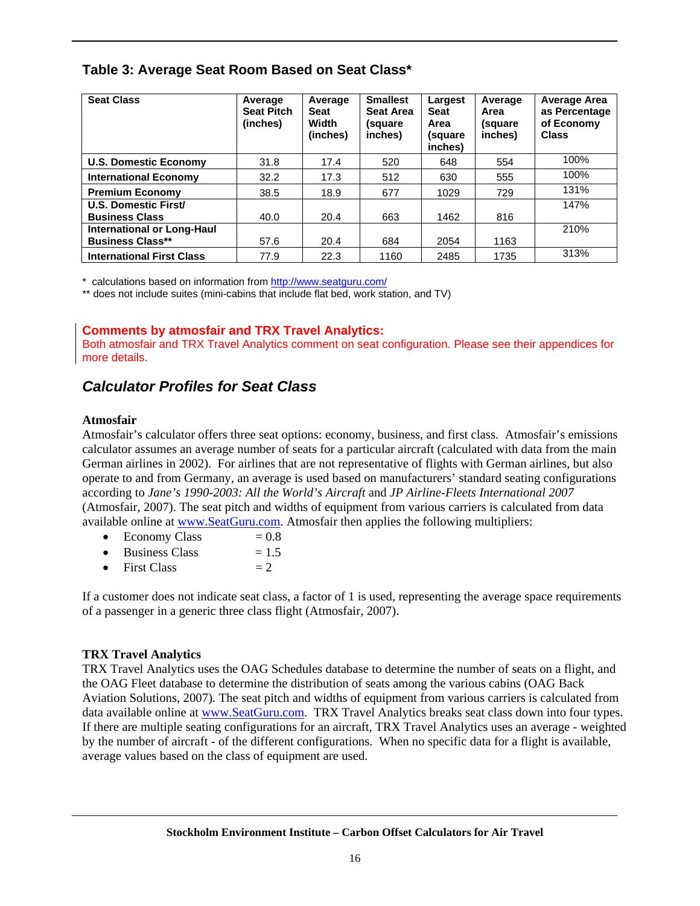### Table 3: Average Seat Room Based on Seat Class*

| Seat Class | Average Seat Pitch (inches) | Average Seat Width (inches) | Smallest Seat Area (square inches) | Largest Seat Area (square inches) | Average Area (square inches) | Average Area as Percentage of Economy Class |
|---|---|---|---|---|---|---|
| **U.S. Domestic Economy** | 31.8 | 17.4 | 520 | 648 | 554 | 100% |
| **International Economy** | 32.2 | 17.3 | 512 | 630 | 555 | 100% |
| **Premium Economy** | 38.5 | 18.9 | 677 | 1029 | 729 | 131% |
| **U.S. Domestic First/ Business Class** | 40.0 | 20.4 | 663 | 1462 | 816 | 147% |
| **International or Long-Haul Business Class**** | 57.6 | 20.4 | 684 | 2054 | 1163 | 210% |
| **International First Class** | 77.9 | 22.3 | 1160 | 2485 | 1735 | 313% |

\* calculations based on information from http://www.seatguru.com/

** does not include suites (mini-cabins that include flat bed, work station, and TV)

**Comments by atmosfair and TRX Travel Analytics:**
Both atmosfair and TRX Travel Analytics comment on seat configuration. Please see their appendices for more details.

## *Calculator Profiles for Seat Class*

**Atmosfair**
Atmosfair's calculator offers three seat options: economy, business, and first class. Atmosfair's emissions calculator assumes an average number of seats for a particular aircraft (calculated with data from the main German airlines in 2002). For airlines that are not representative of flights with German airlines, but also operate to and from Germany, an average is used based on manufacturers' standard seating configurations according to *Jane's 1990-2003: All the World's Aircraft* and *JP Airline-Fleets International 2007* (Atmosfair, 2007). The seat pitch and widths of equipment from various carriers is calculated from data available online at www.SeatGuru.com. Atmosfair then applies the following multipliers:

- Economy Class = 0.8
- Business Class = 1.5
- First Class = 2

If a customer does not indicate seat class, a factor of 1 is used, representing the average space requirements of a passenger in a generic three class flight (Atmosfair, 2007).

**TRX Travel Analytics**
TRX Travel Analytics uses the OAG Schedules database to determine the number of seats on a flight, and the OAG Fleet database to determine the distribution of seats among the various cabins (OAG Back Aviation Solutions, 2007). The seat pitch and widths of equipment from various carriers is calculated from data available online at www.SeatGuru.com. TRX Travel Analytics breaks seat class down into four types. If there are multiple seating configurations for an aircraft, TRX Travel Analytics uses an average - weighted by the number of aircraft - of the different configurations. When no specific data for a flight is available, average values based on the class of equipment are used.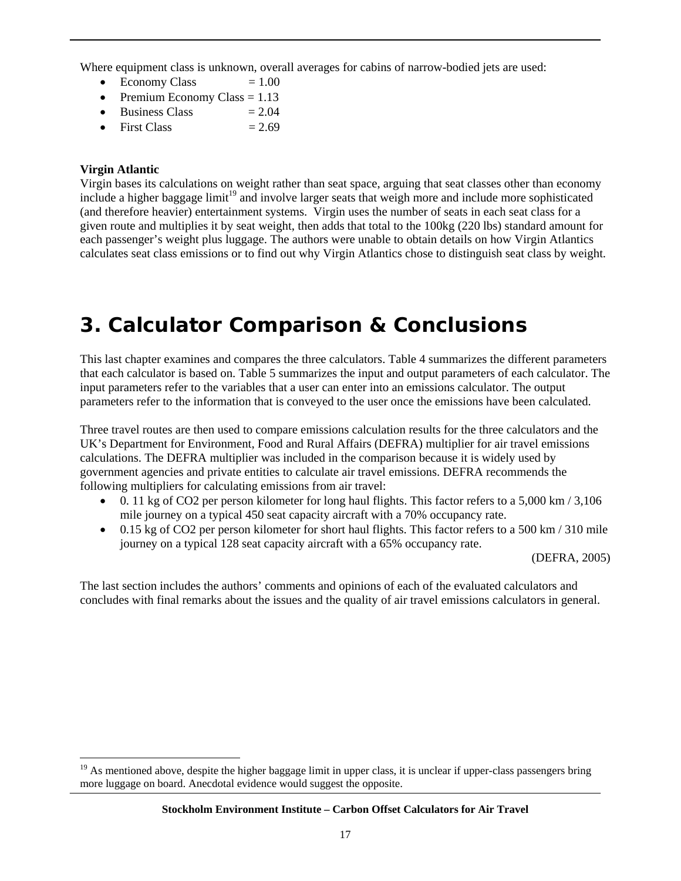Where equipment class is unknown, overall averages for cabins of narrow-bodied jets are used:

- Economy Class = 1.00
- Premium Economy Class = 1.13
- Business Class = 2.04
- First Class = 2.69

**Virgin Atlantic**

Virgin bases its calculations on weight rather than seat space, arguing that seat classes other than economy include a higher baggage limit[19] and involve larger seats that weigh more and include more sophisticated (and therefore heavier) entertainment systems. Virgin uses the number of seats in each seat class for a given route and multiplies it by seat weight, then adds that total to the 100kg (220 lbs) standard amount for each passenger's weight plus luggage. The authors were unable to obtain details on how Virgin Atlantics calculates seat class emissions or to find out why Virgin Atlantics chose to distinguish seat class by weight.

# 3. Calculator Comparison & Conclusions

This last chapter examines and compares the three calculators. Table 4 summarizes the different parameters that each calculator is based on. Table 5 summarizes the input and output parameters of each calculator. The input parameters refer to the variables that a user can enter into an emissions calculator. The output parameters refer to the information that is conveyed to the user once the emissions have been calculated.

Three travel routes are then used to compare emissions calculation results for the three calculators and the UK's Department for Environment, Food and Rural Affairs (DEFRA) multiplier for air travel emissions calculations. The DEFRA multiplier was included in the comparison because it is widely used by government agencies and private entities to calculate air travel emissions. DEFRA recommends the following multipliers for calculating emissions from air travel:

- 0. 11 kg of CO2 per person kilometer for long haul flights. This factor refers to a 5,000 km / 3,106 mile journey on a typical 450 seat capacity aircraft with a 70% occupancy rate.
- 0.15 kg of CO2 per person kilometer for short haul flights. This factor refers to a 500 km / 310 mile journey on a typical 128 seat capacity aircraft with a 65% occupancy rate.

(DEFRA, 2005)

The last section includes the authors' comments and opinions of each of the evaluated calculators and concludes with final remarks about the issues and the quality of air travel emissions calculators in general.

[19] As mentioned above, despite the higher baggage limit in upper class, it is unclear if upper-class passengers bring more luggage on board. Anecdotal evidence would suggest the opposite.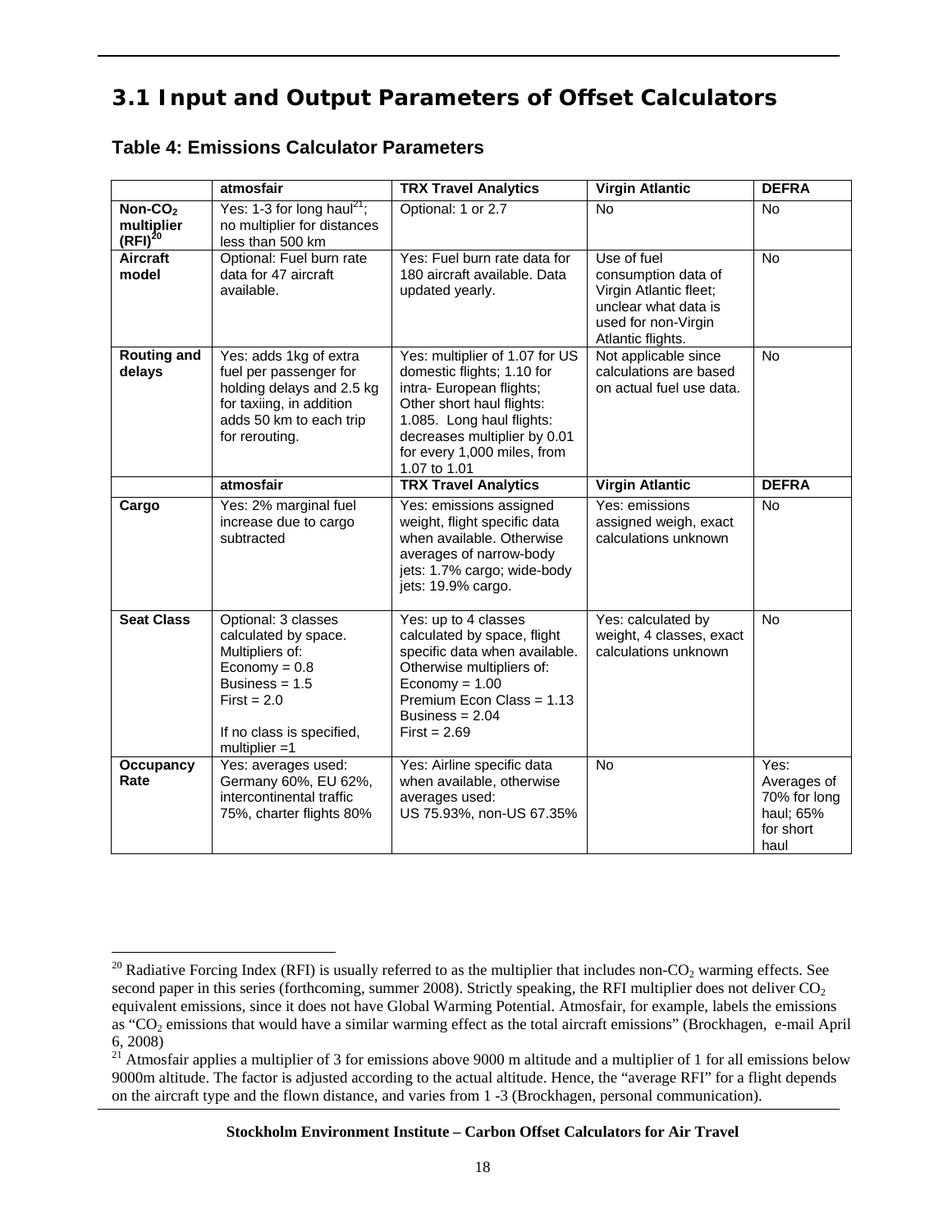## 3.1 Input and Output Parameters of Offset Calculators

### Table 4: Emissions Calculator Parameters

| | atmosfair | TRX Travel Analytics | Virgin Atlantic | DEFRA |
|---|---|---|---|---|
| **Non-$CO_2$ multiplier (RFI)**[20] | Yes: 1-3 for long haul[21]; no multiplier for distances less than 500 km | Optional: 1 or 2.7 | No | No |
| **Aircraft model** | Optional: Fuel burn rate data for 47 aircraft available. | Yes: Fuel burn rate data for 180 aircraft available. Data updated yearly. | Use of fuel consumption data of Virgin Atlantic fleet; unclear what data is used for non-Virgin Atlantic flights. | No |
| **Routing and delays** | Yes: adds 1kg of extra fuel per passenger for holding delays and 2.5 kg for taxiing, in addition adds 50 km to each trip for rerouting. | Yes: multiplier of 1.07 for US domestic flights; 1.10 for intra- European flights; Other short haul flights: 1.085. Long haul flights: decreases multiplier by 0.01 for every 1,000 miles, from 1.07 to 1.01 | Not applicable since calculations are based on actual fuel use data. | No |
| | **atmosfair** | **TRX Travel Analytics** | **Virgin Atlantic** | **DEFRA** |
| **Cargo** | Yes: 2% marginal fuel increase due to cargo subtracted | Yes: emissions assigned weight, flight specific data when available. Otherwise averages of narrow-body jets: 1.7% cargo; wide-body jets: 19.9% cargo. | Yes: emissions assigned weigh, exact calculations unknown | No |
| **Seat Class** | Optional: 3 classes calculated by space. Multipliers of: Economy = 0.8 Business = 1.5 First = 2.0 If no class is specified, multiplier =1 | Yes: up to 4 classes calculated by space, flight specific data when available. Otherwise multipliers of: Economy = 1.00 Premium Econ Class = 1.13 Business = 2.04 First = 2.69 | Yes: calculated by weight, 4 classes, exact calculations unknown | No |
| **Occupancy Rate** | Yes: averages used: Germany 60%, EU 62%, intercontinental traffic 75%, charter flights 80% | Yes: Airline specific data when available, otherwise averages used: US 75.93%, non-US 67.35% | No | Yes: Averages of 70% for long haul; 65% for short haul |

[20] Radiative Forcing Index (RFI) is usually referred to as the multiplier that includes non-$CO_2$ warming effects. See second paper in this series (forthcoming, summer 2008). Strictly speaking, the RFI multiplier does not deliver $CO_2$ equivalent emissions, since it does not have Global Warming Potential. Atmosfair, for example, labels the emissions as "$CO_2$ emissions that would have a similar warming effect as the total aircraft emissions" (Brockhagen, e-mail April 6, 2008)

[21] Atmosfair applies a multiplier of 3 for emissions above 9000 m altitude and a multiplier of 1 for all emissions below 9000m altitude. The factor is adjusted according to the actual altitude. Hence, the "average RFI" for a flight depends on the aircraft type and the flown distance, and varies from 1 -3 (Brockhagen, personal communication).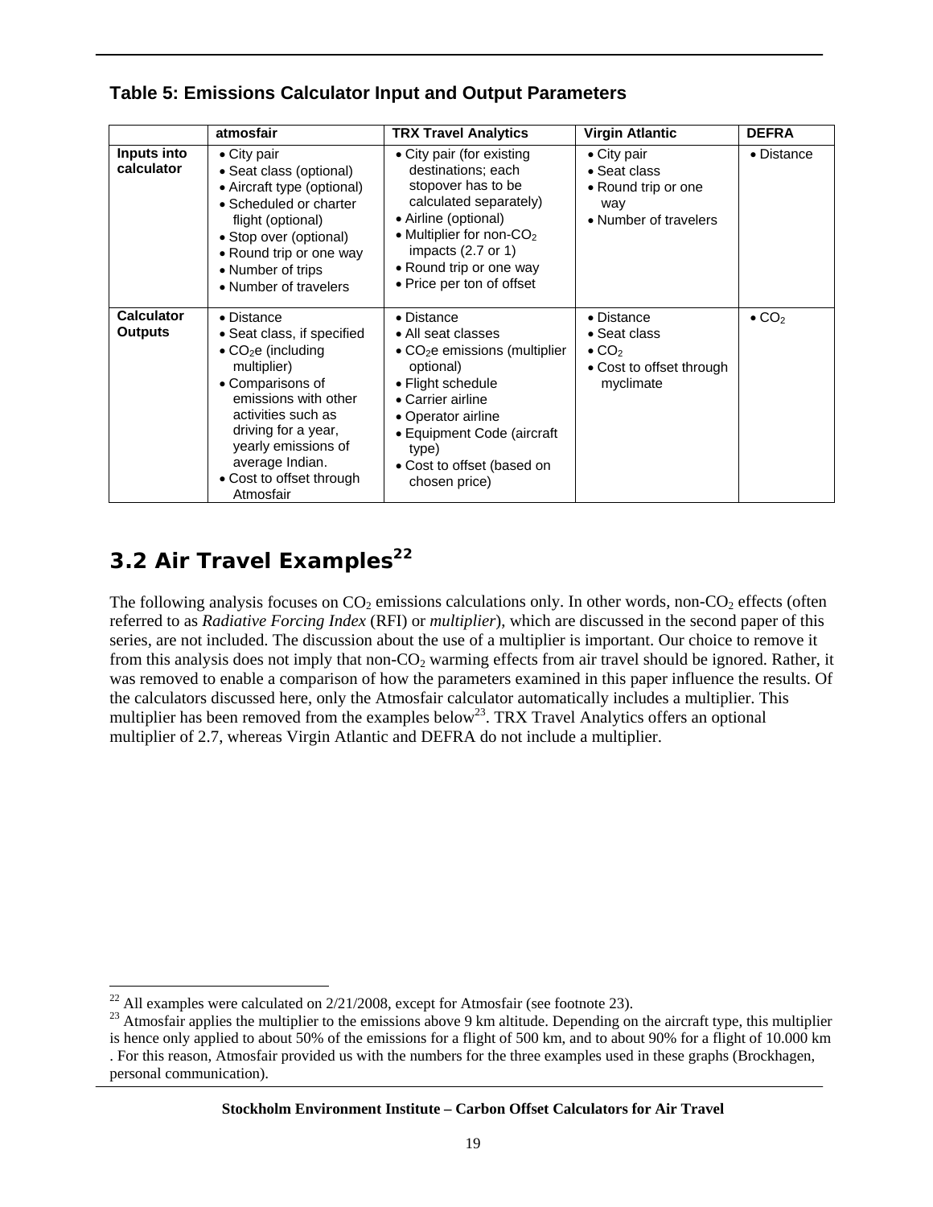**Table 5: Emissions Calculator Input and Output Parameters**

| | atmosfair | TRX Travel Analytics | Virgin Atlantic | DEFRA |
|---|---|---|---|---|
| **Inputs into calculator** | • City pair<br>• Seat class (optional)<br>• Aircraft type (optional)<br>• Scheduled or charter flight (optional)<br>• Stop over (optional)<br>• Round trip or one way<br>• Number of trips<br>• Number of travelers | • City pair (for existing destinations; each stopover has to be calculated separately)<br>• Airline (optional)<br>• Multiplier for non-$CO_2$ impacts (2.7 or 1)<br>• Round trip or one way<br>• Price per ton of offset | • City pair<br>• Seat class<br>• Round trip or one way<br>• Number of travelers | • Distance |
| **Calculator Outputs** | • Distance<br>• Seat class, if specified<br>• $CO_2e$ (including multiplier)<br>• Comparisons of emissions with other activities such as driving for a year, yearly emissions of average Indian.<br>• Cost to offset through Atmosfair | • Distance<br>• All seat classes<br>• $CO_2e$ emissions (multiplier optional)<br>• Flight schedule<br>• Carrier airline<br>• Operator airline<br>• Equipment Code (aircraft type)<br>• Cost to offset (based on chosen price) | • Distance<br>• Seat class<br>• $CO_2$<br>• Cost to offset through myclimate | • $CO_2$ |

## 3.2 Air Travel Examples[22]

The following analysis focuses on $CO_2$ emissions calculations only. In other words, non-$CO_2$ effects (often referred to as *Radiative Forcing Index* (RFI) or *multiplier*), which are discussed in the second paper of this series, are not included. The discussion about the use of a multiplier is important. Our choice to remove it from this analysis does not imply that non-$CO_2$ warming effects from air travel should be ignored. Rather, it was removed to enable a comparison of how the parameters examined in this paper influence the results. Of the calculators discussed here, only the Atmosfair calculator automatically includes a multiplier. This multiplier has been removed from the examples below[23]. TRX Travel Analytics offers an optional multiplier of 2.7, whereas Virgin Atlantic and DEFRA do not include a multiplier.

---

[22] All examples were calculated on 2/21/2008, except for Atmosfair (see footnote 23).

[23] Atmosfair applies the multiplier to the emissions above 9 km altitude. Depending on the aircraft type, this multiplier is hence only applied to about 50% of the emissions for a flight of 500 km, and to about 90% for a flight of 10.000 km . For this reason, Atmosfair provided us with the numbers for the three examples used in these graphs (Brockhagen, personal communication).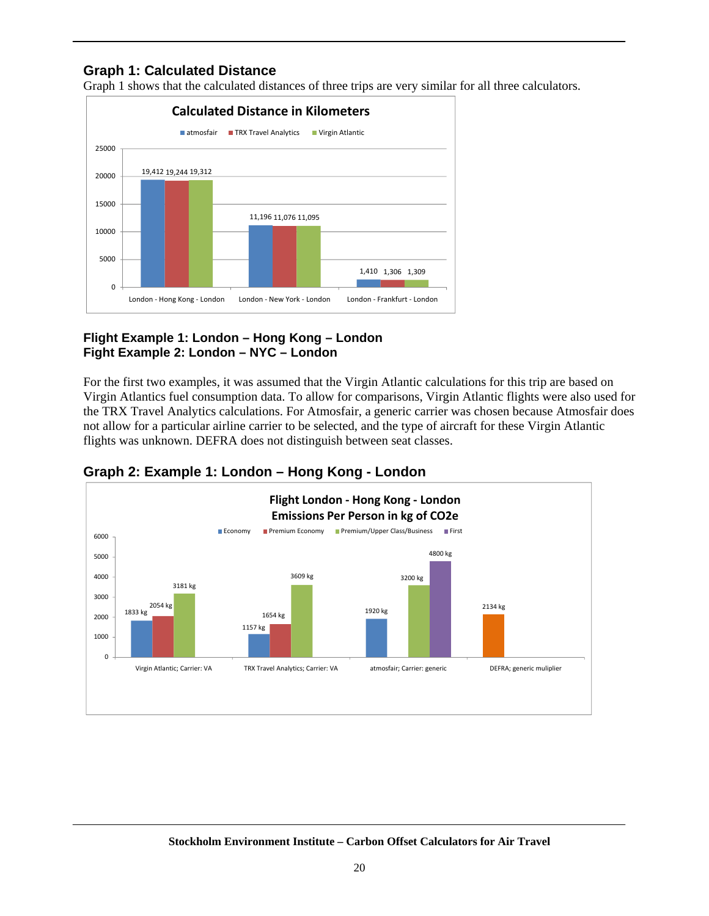## Graph 1: Calculated Distance

Graph 1 shows that the calculated distances of three trips are very similar for all three calculators.

**Calculated Distance in Kilometers**

| | atmosfair | TRX Travel Analytics | Virgin Atlantic |
|---|---|---|---|
| London - Hong Kong - London | 19,412 | 19,244 | 19,312 |
| London - New York - London | 11,196 | 11,076 | 11,095 |
| London - Frankfurt - London | 1,410 | 1,306 | 1,309 |

**Flight Example 1: London – Hong Kong – London**
**Fight Example 2: London – NYC – London**

For the first two examples, it was assumed that the Virgin Atlantic calculations for this trip are based on Virgin Atlantics fuel consumption data. To allow for comparisons, Virgin Atlantic flights were also used for the TRX Travel Analytics calculations. For Atmosfair, a generic carrier was chosen because Atmosfair does not allow for a particular airline carrier to be selected, and the type of aircraft for these Virgin Atlantic flights was unknown. DEFRA does not distinguish between seat classes.

## Graph 2: Example 1: London – Hong Kong - London

**Flight London - Hong Kong - London Emissions Per Person in kg of CO2e**

| | Economy | Premium Economy | Premium/Upper Class/Business | First |
|---|---|---|---|---|
| Virgin Atlantic; Carrier: VA | 1833 kg | 2054 kg | 3181 kg | |
| TRX Travel Analytics; Carrier: VA | 1157 kg | 1654 kg | 3609 kg | |
| atmosfair; Carrier: generic | 1920 kg | | 3200 kg | 4800 kg |
| DEFRA; generic muliplier | 2134 kg | | | |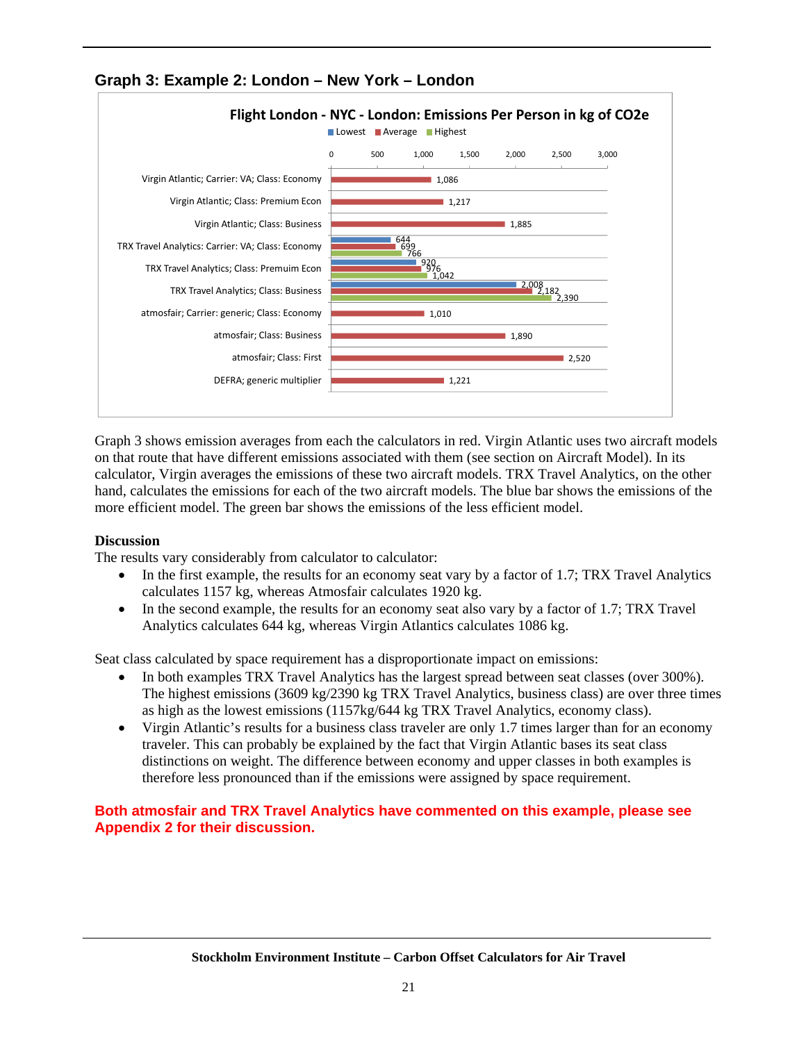### Graph 3: Example 2: London – New York – London

**Flight London - NYC - London: Emissions Per Person in kg of CO2e**

| | Lowest | Average | Highest |
|---|---|---|---|
| Virgin Atlantic; Carrier: VA; Class: Economy | | 1,086 | |
| Virgin Atlantic; Class: Premium Econ | | 1,217 | |
| Virgin Atlantic; Class: Business | | 1,885 | |
| TRX Travel Analytics: Carrier: VA; Class: Economy | 644 | 699 | 766 |
| TRX Travel Analytics; Class: Premuim Econ | 920 | 976 | 1,042 |
| TRX Travel Analytics; Class: Business | 2,008 | 2,182 | 2,390 |
| atmosfair; Carrier: generic; Class: Economy | | 1,010 | |
| atmosfair; Class: Business | | 1,890 | |
| atmosfair; Class: First | | 2,520 | |
| DEFRA; generic multiplier | | 1,221 | |

Graph 3 shows emission averages from each the calculators in red. Virgin Atlantic uses two aircraft models on that route that have different emissions associated with them (see section on Aircraft Model). In its calculator, Virgin averages the emissions of these two aircraft models. TRX Travel Analytics, on the other hand, calculates the emissions for each of the two aircraft models. The blue bar shows the emissions of the more efficient model. The green bar shows the emissions of the less efficient model.

**Discussion**

The results vary considerably from calculator to calculator:

- In the first example, the results for an economy seat vary by a factor of 1.7; TRX Travel Analytics calculates 1157 kg, whereas Atmosfair calculates 1920 kg.
- In the second example, the results for an economy seat also vary by a factor of 1.7; TRX Travel Analytics calculates 644 kg, whereas Virgin Atlantics calculates 1086 kg.

Seat class calculated by space requirement has a disproportionate impact on emissions:

- In both examples TRX Travel Analytics has the largest spread between seat classes (over 300%). The highest emissions (3609 kg/2390 kg TRX Travel Analytics, business class) are over three times as high as the lowest emissions (1157kg/644 kg TRX Travel Analytics, economy class).
- Virgin Atlantic's results for a business class traveler are only 1.7 times larger than for an economy traveler. This can probably be explained by the fact that Virgin Atlantic bases its seat class distinctions on weight. The difference between economy and upper classes in both examples is therefore less pronounced than if the emissions were assigned by space requirement.

**Both atmosfair and TRX Travel Analytics have commented on this example, please see Appendix 2 for their discussion.**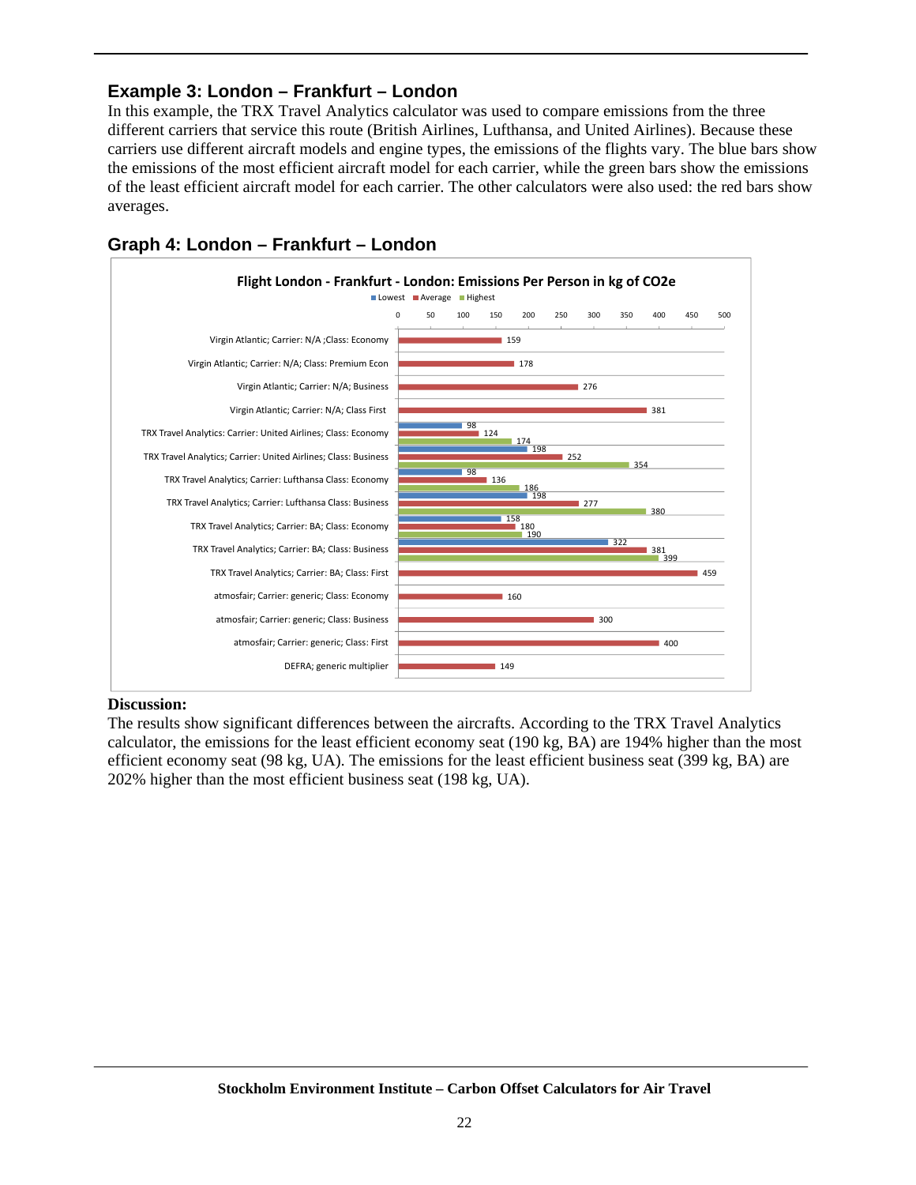## Example 3: London – Frankfurt – London

In this example, the TRX Travel Analytics calculator was used to compare emissions from the three different carriers that service this route (British Airlines, Lufthansa, and United Airlines). Because these carriers use different aircraft models and engine types, the emissions of the flights vary. The blue bars show the emissions of the most efficient aircraft model for each carrier, while the green bars show the emissions of the least efficient aircraft model for each carrier. The other calculators were also used: the red bars show averages.

## Graph 4: London – Frankfurt – London

**Flight London - Frankfurt - London: Emissions Per Person in kg of CO2e**

| Calculator / Carrier / Class | Lowest | Average | Highest |
|---|---|---|---|
| Virgin Atlantic; Carrier: N/A ;Class: Economy | | 159 | |
| Virgin Atlantic; Carrier: N/A; Class: Premium Econ | | 178 | |
| Virgin Atlantic; Carrier: N/A; Business | | 276 | |
| Virgin Atlantic; Carrier: N/A; Class First | | 381 | |
| TRX Travel Analytics: Carrier: United Airlines; Class: Economy | 98 | 124 | 174 |
| TRX Travel Analytics; Carrier: United Airlines; Class: Business | 198 | 252 | 354 |
| TRX Travel Analytics; Carrier: Lufthansa Class: Economy | 98 | 136 | 186 |
| TRX Travel Analytics; Carrier: Lufthansa Class: Business | 198 | 277 | 380 |
| TRX Travel Analytics; Carrier: BA; Class: Economy | 158 | 180 | 190 |
| TRX Travel Analytics; Carrier: BA; Class: Business | 322 | 381 | 399 |
| TRX Travel Analytics; Carrier: BA; Class: First | | 459 | |
| atmosfair; Carrier: generic; Class: Economy | | 160 | |
| atmosfair; Carrier: generic; Class: Business | | 300 | |
| atmosfair; Carrier: generic; Class: First | | 400 | |
| DEFRA; generic multiplier | | 149 | |

**Discussion:**

The results show significant differences between the aircrafts. According to the TRX Travel Analytics calculator, the emissions for the least efficient economy seat (190 kg, BA) are 194% higher than the most efficient economy seat (98 kg, UA). The emissions for the least efficient business seat (399 kg, BA) are 202% higher than the most efficient business seat (198 kg, UA).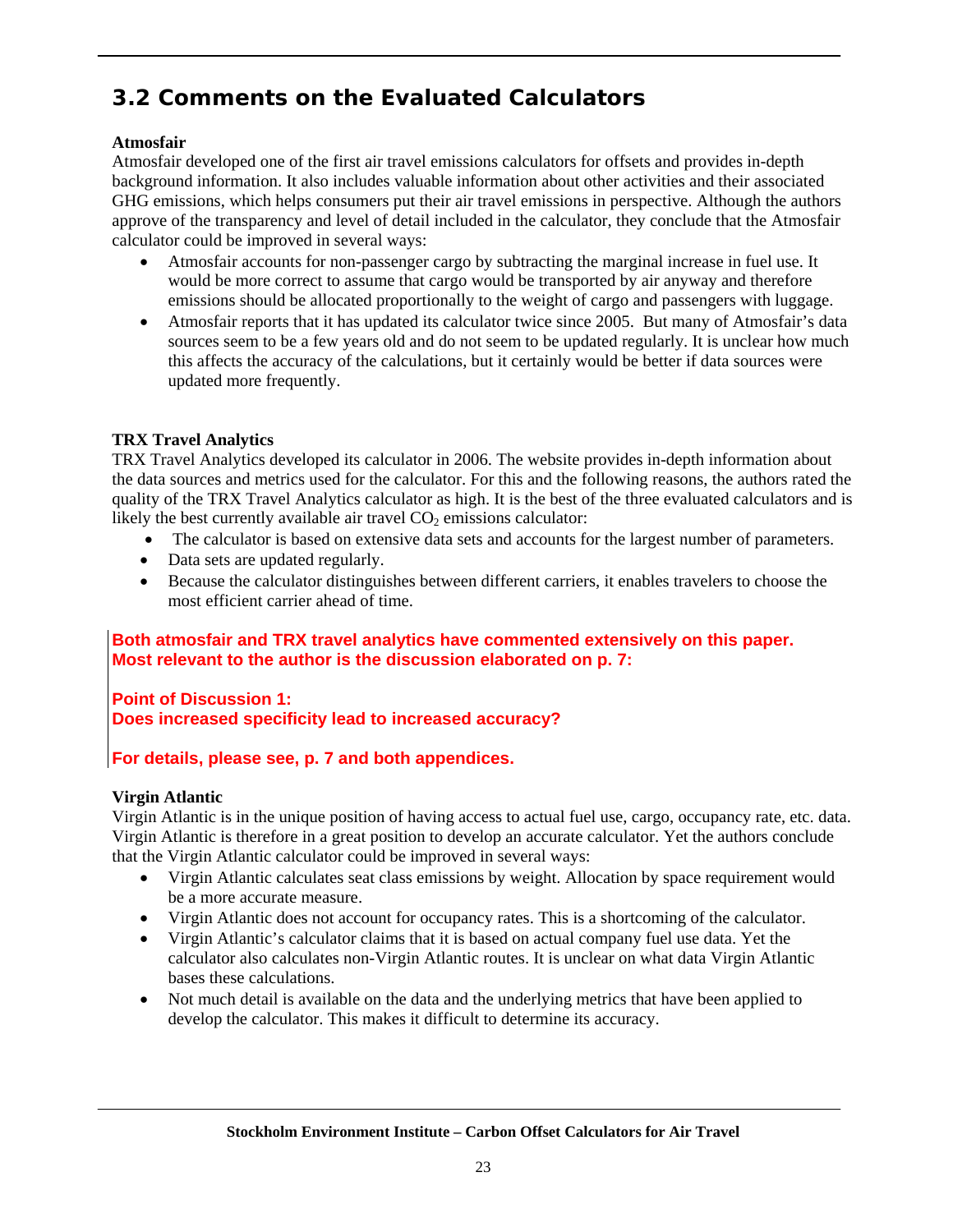## 3.2 Comments on the Evaluated Calculators

**Atmosfair**

Atmosfair developed one of the first air travel emissions calculators for offsets and provides in-depth background information. It also includes valuable information about other activities and their associated GHG emissions, which helps consumers put their air travel emissions in perspective. Although the authors approve of the transparency and level of detail included in the calculator, they conclude that the Atmosfair calculator could be improved in several ways:

- Atmosfair accounts for non-passenger cargo by subtracting the marginal increase in fuel use. It would be more correct to assume that cargo would be transported by air anyway and therefore emissions should be allocated proportionally to the weight of cargo and passengers with luggage.
- Atmosfair reports that it has updated its calculator twice since 2005. But many of Atmosfair's data sources seem to be a few years old and do not seem to be updated regularly. It is unclear how much this affects the accuracy of the calculations, but it certainly would be better if data sources were updated more frequently.

**TRX Travel Analytics**

TRX Travel Analytics developed its calculator in 2006. The website provides in-depth information about the data sources and metrics used for the calculator. For this and the following reasons, the authors rated the quality of the TRX Travel Analytics calculator as high. It is the best of the three evaluated calculators and is likely the best currently available air travel $CO_2$ emissions calculator:

- The calculator is based on extensive data sets and accounts for the largest number of parameters.
- Data sets are updated regularly.
- Because the calculator distinguishes between different carriers, it enables travelers to choose the most efficient carrier ahead of time.

**Both atmosfair and TRX travel analytics have commented extensively on this paper. Most relevant to the author is the discussion elaborated on p. 7:**

**Point of Discussion 1:**
**Does increased specificity lead to increased accuracy?**

**For details, please see, p. 7 and both appendices.**

**Virgin Atlantic**

Virgin Atlantic is in the unique position of having access to actual fuel use, cargo, occupancy rate, etc. data. Virgin Atlantic is therefore in a great position to develop an accurate calculator. Yet the authors conclude that the Virgin Atlantic calculator could be improved in several ways:

- Virgin Atlantic calculates seat class emissions by weight. Allocation by space requirement would be a more accurate measure.
- Virgin Atlantic does not account for occupancy rates. This is a shortcoming of the calculator.
- Virgin Atlantic's calculator claims that it is based on actual company fuel use data. Yet the calculator also calculates non-Virgin Atlantic routes. It is unclear on what data Virgin Atlantic bases these calculations.
- Not much detail is available on the data and the underlying metrics that have been applied to develop the calculator. This makes it difficult to determine its accuracy.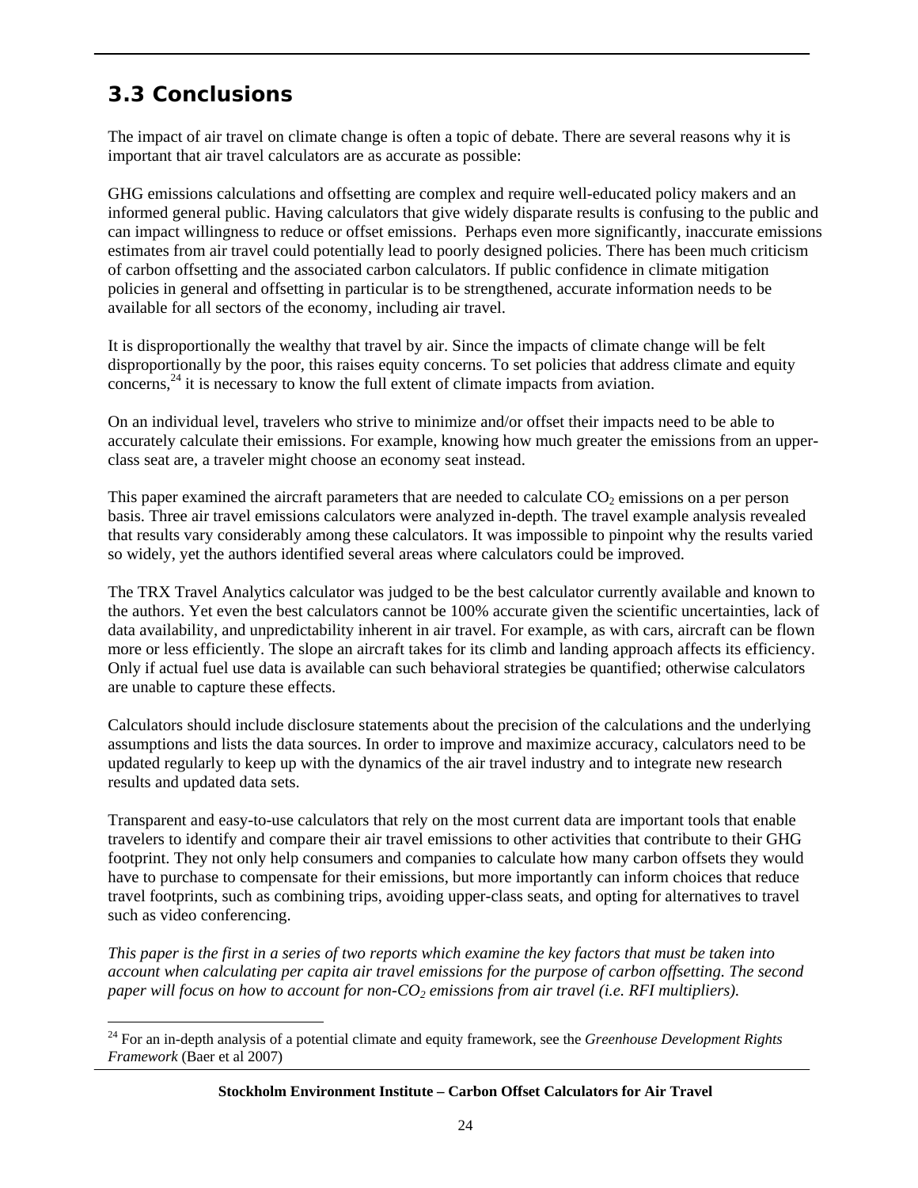## 3.3 Conclusions

The impact of air travel on climate change is often a topic of debate. There are several reasons why it is important that air travel calculators are as accurate as possible:

GHG emissions calculations and offsetting are complex and require well-educated policy makers and an informed general public. Having calculators that give widely disparate results is confusing to the public and can impact willingness to reduce or offset emissions. Perhaps even more significantly, inaccurate emissions estimates from air travel could potentially lead to poorly designed policies. There has been much criticism of carbon offsetting and the associated carbon calculators. If public confidence in climate mitigation policies in general and offsetting in particular is to be strengthened, accurate information needs to be available for all sectors of the economy, including air travel.

It is disproportionally the wealthy that travel by air. Since the impacts of climate change will be felt disproportionally by the poor, this raises equity concerns. To set policies that address climate and equity concerns,[24] it is necessary to know the full extent of climate impacts from aviation.

On an individual level, travelers who strive to minimize and/or offset their impacts need to be able to accurately calculate their emissions. For example, knowing how much greater the emissions from an upper-class seat are, a traveler might choose an economy seat instead.

This paper examined the aircraft parameters that are needed to calculate $CO_2$ emissions on a per person basis. Three air travel emissions calculators were analyzed in-depth. The travel example analysis revealed that results vary considerably among these calculators. It was impossible to pinpoint why the results varied so widely, yet the authors identified several areas where calculators could be improved.

The TRX Travel Analytics calculator was judged to be the best calculator currently available and known to the authors. Yet even the best calculators cannot be 100% accurate given the scientific uncertainties, lack of data availability, and unpredictability inherent in air travel. For example, as with cars, aircraft can be flown more or less efficiently. The slope an aircraft takes for its climb and landing approach affects its efficiency. Only if actual fuel use data is available can such behavioral strategies be quantified; otherwise calculators are unable to capture these effects.

Calculators should include disclosure statements about the precision of the calculations and the underlying assumptions and lists the data sources. In order to improve and maximize accuracy, calculators need to be updated regularly to keep up with the dynamics of the air travel industry and to integrate new research results and updated data sets.

Transparent and easy-to-use calculators that rely on the most current data are important tools that enable travelers to identify and compare their air travel emissions to other activities that contribute to their GHG footprint. They not only help consumers and companies to calculate how many carbon offsets they would have to purchase to compensate for their emissions, but more importantly can inform choices that reduce travel footprints, such as combining trips, avoiding upper-class seats, and opting for alternatives to travel such as video conferencing.

*This paper is the first in a series of two reports which examine the key factors that must be taken into account when calculating per capita air travel emissions for the purpose of carbon offsetting. The second paper will focus on how to account for non-$CO_2$ emissions from air travel (i.e. RFI multipliers).*

[24] For an in-depth analysis of a potential climate and equity framework, see the *Greenhouse Development Rights Framework* (Baer et al 2007)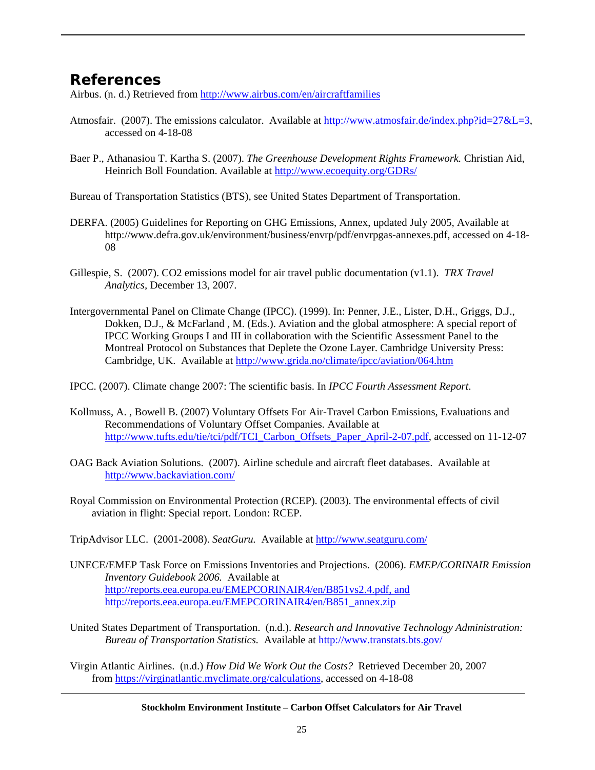## References

Airbus. (n. d.) Retrieved from http://www.airbus.com/en/aircraftfamilies

Atmosfair. (2007). The emissions calculator. Available at http://www.atmosfair.de/index.php?id=27&L=3, accessed on 4-18-08

Baer P., Athanasiou T. Kartha S. (2007). *The Greenhouse Development Rights Framework.* Christian Aid, Heinrich Boll Foundation. Available at http://www.ecoequity.org/GDRs/

Bureau of Transportation Statistics (BTS), see United States Department of Transportation.

DERFA. (2005) Guidelines for Reporting on GHG Emissions, Annex, updated July 2005, Available at http://www.defra.gov.uk/environment/business/envrp/pdf/envrpgas-annexes.pdf, accessed on 4-18-08

Gillespie, S. (2007). CO2 emissions model for air travel public documentation (v1.1). *TRX Travel Analytics*, December 13, 2007.

Intergovernmental Panel on Climate Change (IPCC). (1999). In: Penner, J.E., Lister, D.H., Griggs, D.J., Dokken, D.J., & McFarland , M. (Eds.). Aviation and the global atmosphere: A special report of IPCC Working Groups I and III in collaboration with the Scientific Assessment Panel to the Montreal Protocol on Substances that Deplete the Ozone Layer. Cambridge University Press: Cambridge, UK. Available at http://www.grida.no/climate/ipcc/aviation/064.htm

IPCC. (2007). Climate change 2007: The scientific basis. In *IPCC Fourth Assessment Report*.

Kollmuss, A. , Bowell B. (2007) Voluntary Offsets For Air-Travel Carbon Emissions, Evaluations and Recommendations of Voluntary Offset Companies. Available at http://www.tufts.edu/tie/tci/pdf/TCI_Carbon_Offsets_Paper_April-2-07.pdf, accessed on 11-12-07

OAG Back Aviation Solutions. (2007). Airline schedule and aircraft fleet databases. Available at http://www.backaviation.com/

Royal Commission on Environmental Protection (RCEP). (2003). The environmental effects of civil aviation in flight: Special report. London: RCEP.

TripAdvisor LLC. (2001-2008). *SeatGuru.* Available at http://www.seatguru.com/

UNECE/EMEP Task Force on Emissions Inventories and Projections. (2006). *EMEP/CORINAIR Emission Inventory Guidebook 2006.* Available at http://reports.eea.europa.eu/EMEPCORINAIR4/en/B851vs2.4.pdf, and http://reports.eea.europa.eu/EMEPCORINAIR4/en/B851_annex.zip

United States Department of Transportation. (n.d.). *Research and Innovative Technology Administration: Bureau of Transportation Statistics.* Available at http://www.transtats.bts.gov/

Virgin Atlantic Airlines. (n.d.) *How Did We Work Out the Costs?* Retrieved December 20, 2007 from https://virginatlantic.myclimate.org/calculations, accessed on 4-18-08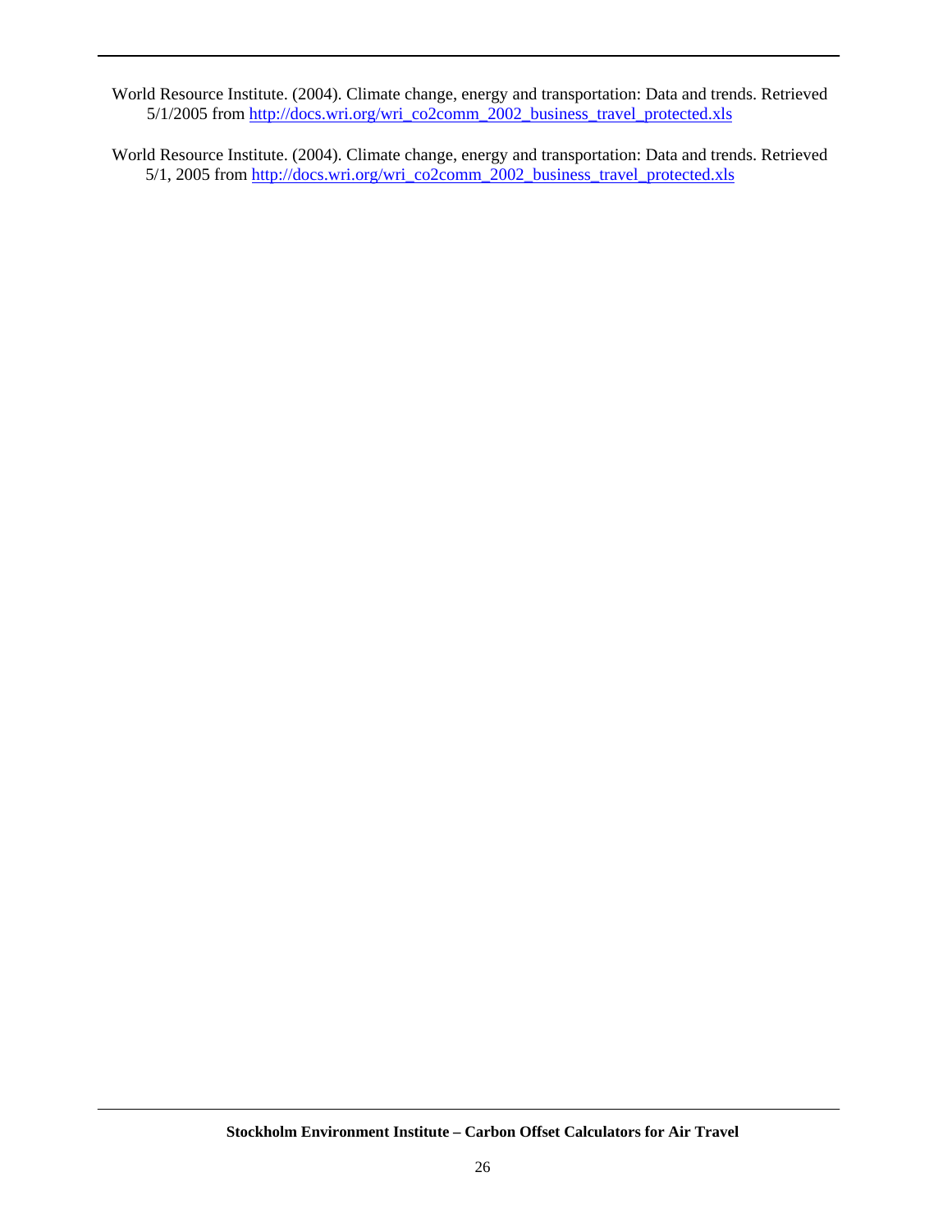World Resource Institute. (2004). Climate change, energy and transportation: Data and trends. Retrieved 5/1/2005 from http://docs.wri.org/wri_co2comm_2002_business_travel_protected.xls

World Resource Institute. (2004). Climate change, energy and transportation: Data and trends. Retrieved 5/1, 2005 from http://docs.wri.org/wri_co2comm_2002_business_travel_protected.xls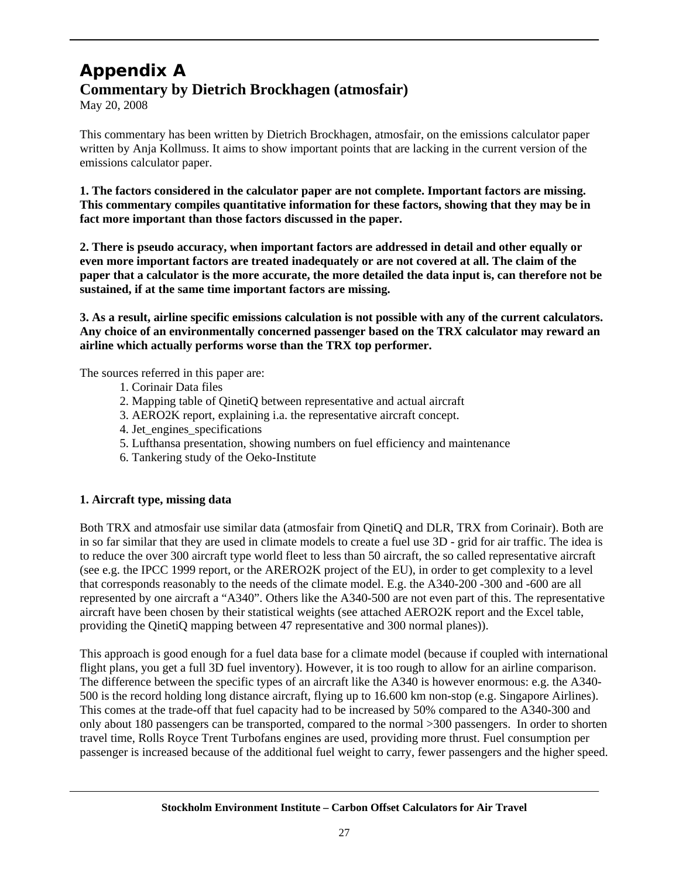# Appendix A

## Commentary by Dietrich Brockhagen (atmosfair)

May 20, 2008

This commentary has been written by Dietrich Brockhagen, atmosfair, on the emissions calculator paper written by Anja Kollmuss. It aims to show important points that are lacking in the current version of the emissions calculator paper.

**1. The factors considered in the calculator paper are not complete. Important factors are missing. This commentary compiles quantitative information for these factors, showing that they may be in fact more important than those factors discussed in the paper.**

**2. There is pseudo accuracy, when important factors are addressed in detail and other equally or even more important factors are treated inadequately or are not covered at all. The claim of the paper that a calculator is the more accurate, the more detailed the data input is, can therefore not be sustained, if at the same time important factors are missing.**

**3. As a result, airline specific emissions calculation is not possible with any of the current calculators. Any choice of an environmentally concerned passenger based on the TRX calculator may reward an airline which actually performs worse than the TRX top performer.**

The sources referred in this paper are:

1. Corinair Data files
2. Mapping table of QinetiQ between representative and actual aircraft
3. AERO2K report, explaining i.a. the representative aircraft concept.
4. Jet_engines_specifications
5. Lufthansa presentation, showing numbers on fuel efficiency and maintenance
6. Tankering study of the Oeko-Institute

### 1. Aircraft type, missing data

Both TRX and atmosfair use similar data (atmosfair from QinetiQ and DLR, TRX from Corinair). Both are in so far similar that they are used in climate models to create a fuel use 3D - grid for air traffic. The idea is to reduce the over 300 aircraft type world fleet to less than 50 aircraft, the so called representative aircraft (see e.g. the IPCC 1999 report, or the ARERO2K project of the EU), in order to get complexity to a level that corresponds reasonably to the needs of the climate model. E.g. the A340-200 -300 and -600 are all represented by one aircraft a "A340". Others like the A340-500 are not even part of this. The representative aircraft have been chosen by their statistical weights (see attached AERO2K report and the Excel table, providing the QinetiQ mapping between 47 representative and 300 normal planes)).

This approach is good enough for a fuel data base for a climate model (because if coupled with international flight plans, you get a full 3D fuel inventory). However, it is too rough to allow for an airline comparison. The difference between the specific types of an aircraft like the A340 is however enormous: e.g. the A340-500 is the record holding long distance aircraft, flying up to 16.600 km non-stop (e.g. Singapore Airlines). This comes at the trade-off that fuel capacity had to be increased by 50% compared to the A340-300 and only about 180 passengers can be transported, compared to the normal >300 passengers. In order to shorten travel time, Rolls Royce Trent Turbofans engines are used, providing more thrust. Fuel consumption per passenger is increased because of the additional fuel weight to carry, fewer passengers and the higher speed.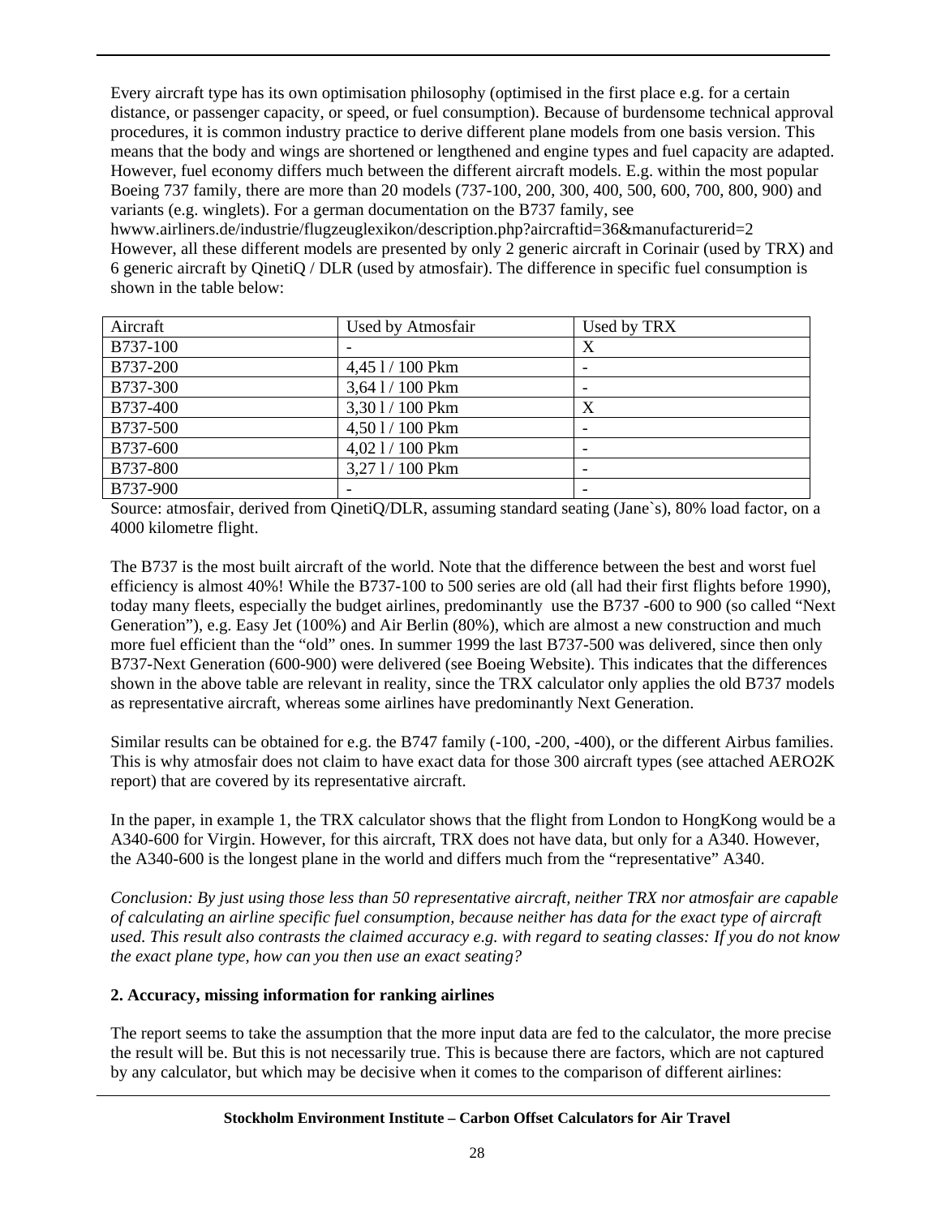Every aircraft type has its own optimisation philosophy (optimised in the first place e.g. for a certain distance, or passenger capacity, or speed, or fuel consumption). Because of burdensome technical approval procedures, it is common industry practice to derive different plane models from one basis version. This means that the body and wings are shortened or lengthened and engine types and fuel capacity are adapted. However, fuel economy differs much between the different aircraft models. E.g. within the most popular Boeing 737 family, there are more than 20 models (737-100, 200, 300, 400, 500, 600, 700, 800, 900) and variants (e.g. winglets). For a german documentation on the B737 family, see hwww.airliners.de/industrie/flugzeuglexikon/description.php?aircraftid=36&manufacturerid=2
However, all these different models are presented by only 2 generic aircraft in Corinair (used by TRX) and 6 generic aircraft by QinetiQ / DLR (used by atmosfair). The difference in specific fuel consumption is shown in the table below:

| Aircraft | Used by Atmosfair | Used by TRX |
|---|---|---|
| B737-100 | - | X |
| B737-200 | 4,45 l / 100 Pkm | - |
| B737-300 | 3,64 l / 100 Pkm | - |
| B737-400 | 3,30 l / 100 Pkm | X |
| B737-500 | 4,50 l / 100 Pkm | - |
| B737-600 | 4,02 l / 100 Pkm | - |
| B737-800 | 3,27 l / 100 Pkm | - |
| B737-900 | - | - |

Source: atmosfair, derived from QinetiQ/DLR, assuming standard seating (Jane`s), 80% load factor, on a 4000 kilometre flight.

The B737 is the most built aircraft of the world. Note that the difference between the best and worst fuel efficiency is almost 40%! While the B737-100 to 500 series are old (all had their first flights before 1990), today many fleets, especially the budget airlines, predominantly use the B737 -600 to 900 (so called "Next Generation"), e.g. Easy Jet (100%) and Air Berlin (80%), which are almost a new construction and much more fuel efficient than the "old" ones. In summer 1999 the last B737-500 was delivered, since then only B737-Next Generation (600-900) were delivered (see Boeing Website). This indicates that the differences shown in the above table are relevant in reality, since the TRX calculator only applies the old B737 models as representative aircraft, whereas some airlines have predominantly Next Generation.

Similar results can be obtained for e.g. the B747 family (-100, -200, -400), or the different Airbus families. This is why atmosfair does not claim to have exact data for those 300 aircraft types (see attached AERO2K report) that are covered by its representative aircraft.

In the paper, in example 1, the TRX calculator shows that the flight from London to HongKong would be a A340-600 for Virgin. However, for this aircraft, TRX does not have data, but only for a A340. However, the A340-600 is the longest plane in the world and differs much from the "representative" A340.

*Conclusion: By just using those less than 50 representative aircraft, neither TRX nor atmosfair are capable of calculating an airline specific fuel consumption, because neither has data for the exact type of aircraft used. This result also contrasts the claimed accuracy e.g. with regard to seating classes: If you do not know the exact plane type, how can you then use an exact seating?*

**2. Accuracy, missing information for ranking airlines**

The report seems to take the assumption that the more input data are fed to the calculator, the more precise the result will be. But this is not necessarily true. This is because there are factors, which are not captured by any calculator, but which may be decisive when it comes to the comparison of different airlines: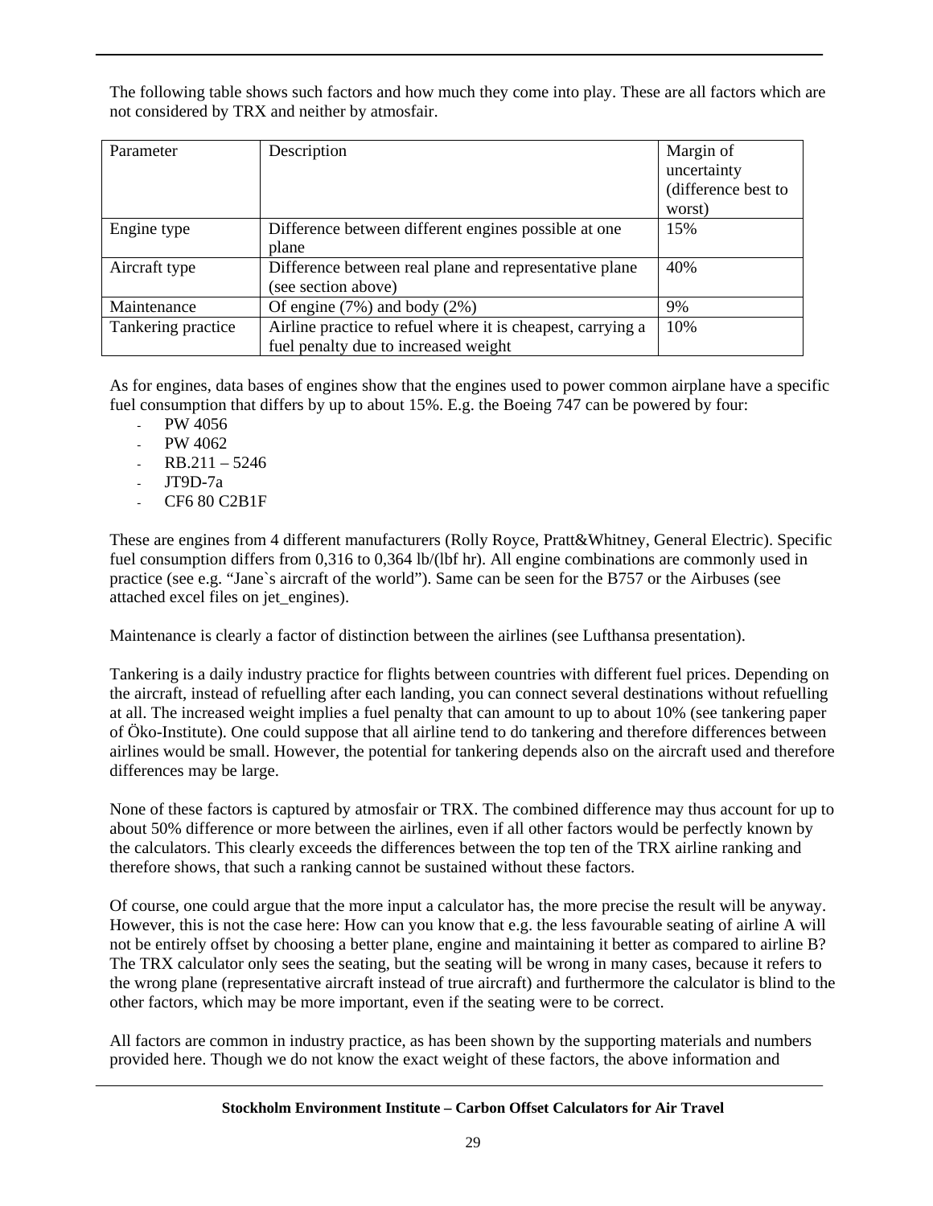The following table shows such factors and how much they come into play. These are all factors which are not considered by TRX and neither by atmosfair.

| Parameter | Description | Margin of uncertainty (difference best to worst) |
|---|---|---|
| Engine type | Difference between different engines possible at one plane | 15% |
| Aircraft type | Difference between real plane and representative plane (see section above) | 40% |
| Maintenance | Of engine (7%) and body (2%) | 9% |
| Tankering practice | Airline practice to refuel where it is cheapest, carrying a fuel penalty due to increased weight | 10% |

As for engines, data bases of engines show that the engines used to power common airplane have a specific fuel consumption that differs by up to about 15%. E.g. the Boeing 747 can be powered by four:

- PW 4056
- PW 4062
- RB.211 – 5246
- JT9D-7a
- CF6 80 C2B1F

These are engines from 4 different manufacturers (Rolly Royce, Pratt&Whitney, General Electric). Specific fuel consumption differs from 0,316 to 0,364 lb/(lbf hr). All engine combinations are commonly used in practice (see e.g. "Jane`s aircraft of the world"). Same can be seen for the B757 or the Airbuses (see attached excel files on jet_engines).

Maintenance is clearly a factor of distinction between the airlines (see Lufthansa presentation).

Tankering is a daily industry practice for flights between countries with different fuel prices. Depending on the aircraft, instead of refuelling after each landing, you can connect several destinations without refuelling at all. The increased weight implies a fuel penalty that can amount to up to about 10% (see tankering paper of Öko-Institute). One could suppose that all airline tend to do tankering and therefore differences between airlines would be small. However, the potential for tankering depends also on the aircraft used and therefore differences may be large.

None of these factors is captured by atmosfair or TRX. The combined difference may thus account for up to about 50% difference or more between the airlines, even if all other factors would be perfectly known by the calculators. This clearly exceeds the differences between the top ten of the TRX airline ranking and therefore shows, that such a ranking cannot be sustained without these factors.

Of course, one could argue that the more input a calculator has, the more precise the result will be anyway. However, this is not the case here: How can you know that e.g. the less favourable seating of airline A will not be entirely offset by choosing a better plane, engine and maintaining it better as compared to airline B? The TRX calculator only sees the seating, but the seating will be wrong in many cases, because it refers to the wrong plane (representative aircraft instead of true aircraft) and furthermore the calculator is blind to the other factors, which may be more important, even if the seating were to be correct.

All factors are common in industry practice, as has been shown by the supporting materials and numbers provided here. Though we do not know the exact weight of these factors, the above information and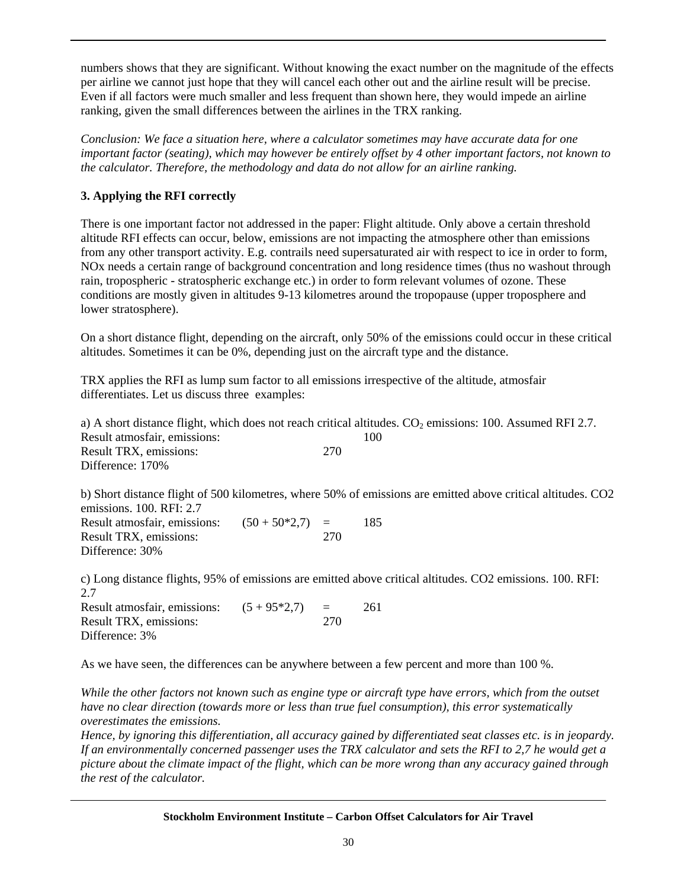numbers shows that they are significant. Without knowing the exact number on the magnitude of the effects per airline we cannot just hope that they will cancel each other out and the airline result will be precise. Even if all factors were much smaller and less frequent than shown here, they would impede an airline ranking, given the small differences between the airlines in the TRX ranking.

*Conclusion: We face a situation here, where a calculator sometimes may have accurate data for one important factor (seating), which may however be entirely offset by 4 other important factors, not known to the calculator. Therefore, the methodology and data do not allow for an airline ranking.*

### 3. Applying the RFI correctly

There is one important factor not addressed in the paper: Flight altitude. Only above a certain threshold altitude RFI effects can occur, below, emissions are not impacting the atmosphere other than emissions from any other transport activity. E.g. contrails need supersaturated air with respect to ice in order to form, NOx needs a certain range of background concentration and long residence times (thus no washout through rain, tropospheric - stratospheric exchange etc.) in order to form relevant volumes of ozone. These conditions are mostly given in altitudes 9-13 kilometres around the tropopause (upper troposphere and lower stratosphere).

On a short distance flight, depending on the aircraft, only 50% of the emissions could occur in these critical altitudes. Sometimes it can be 0%, depending just on the aircraft type and the distance.

TRX applies the RFI as lump sum factor to all emissions irrespective of the altitude, atmosfair differentiates. Let us discuss three examples:

a) A short distance flight, which does not reach critical altitudes. $CO_2$ emissions: 100. Assumed RFI 2.7.
Result atmosfair, emissions: 100
Result TRX, emissions: 270
Difference: 170%

b) Short distance flight of 500 kilometres, where 50% of emissions are emitted above critical altitudes. CO2 emissions. 100. RFI: 2.7
Result atmosfair, emissions: (50 + 50*2,7) = 185
Result TRX, emissions: 270
Difference: 30%

c) Long distance flights, 95% of emissions are emitted above critical altitudes. CO2 emissions. 100. RFI: 2.7
Result atmosfair, emissions: (5 + 95*2,7) = 261
Result TRX, emissions: 270
Difference: 3%

As we have seen, the differences can be anywhere between a few percent and more than 100 %.

*While the other factors not known such as engine type or aircraft type have errors, which from the outset have no clear direction (towards more or less than true fuel consumption), this error systematically overestimates the emissions.*
*Hence, by ignoring this differentiation, all accuracy gained by differentiated seat classes etc. is in jeopardy. If an environmentally concerned passenger uses the TRX calculator and sets the RFI to 2,7 he would get a picture about the climate impact of the flight, which can be more wrong than any accuracy gained through the rest of the calculator.*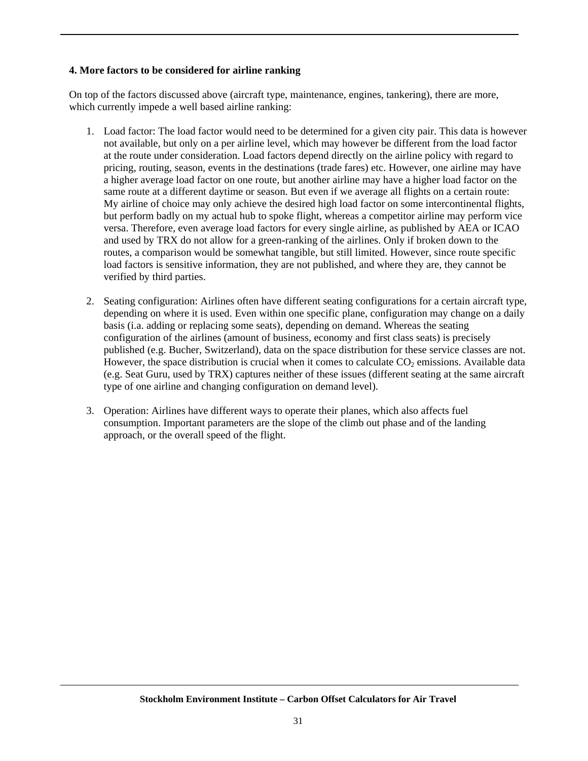#### 4. More factors to be considered for airline ranking

On top of the factors discussed above (aircraft type, maintenance, engines, tankering), there are more, which currently impede a well based airline ranking:

1. Load factor: The load factor would need to be determined for a given city pair. This data is however not available, but only on a per airline level, which may however be different from the load factor at the route under consideration. Load factors depend directly on the airline policy with regard to pricing, routing, season, events in the destinations (trade fares) etc. However, one airline may have a higher average load factor on one route, but another airline may have a higher load factor on the same route at a different daytime or season. But even if we average all flights on a certain route: My airline of choice may only achieve the desired high load factor on some intercontinental flights, but perform badly on my actual hub to spoke flight, whereas a competitor airline may perform vice versa. Therefore, even average load factors for every single airline, as published by AEA or ICAO and used by TRX do not allow for a green-ranking of the airlines. Only if broken down to the routes, a comparison would be somewhat tangible, but still limited. However, since route specific load factors is sensitive information, they are not published, and where they are, they cannot be verified by third parties.

2. Seating configuration: Airlines often have different seating configurations for a certain aircraft type, depending on where it is used. Even within one specific plane, configuration may change on a daily basis (i.a. adding or replacing some seats), depending on demand. Whereas the seating configuration of the airlines (amount of business, economy and first class seats) is precisely published (e.g. Bucher, Switzerland), data on the space distribution for these service classes are not. However, the space distribution is crucial when it comes to calculate $CO_2$ emissions. Available data (e.g. Seat Guru, used by TRX) captures neither of these issues (different seating at the same aircraft type of one airline and changing configuration on demand level).

3. Operation: Airlines have different ways to operate their planes, which also affects fuel consumption. Important parameters are the slope of the climb out phase and of the landing approach, or the overall speed of the flight.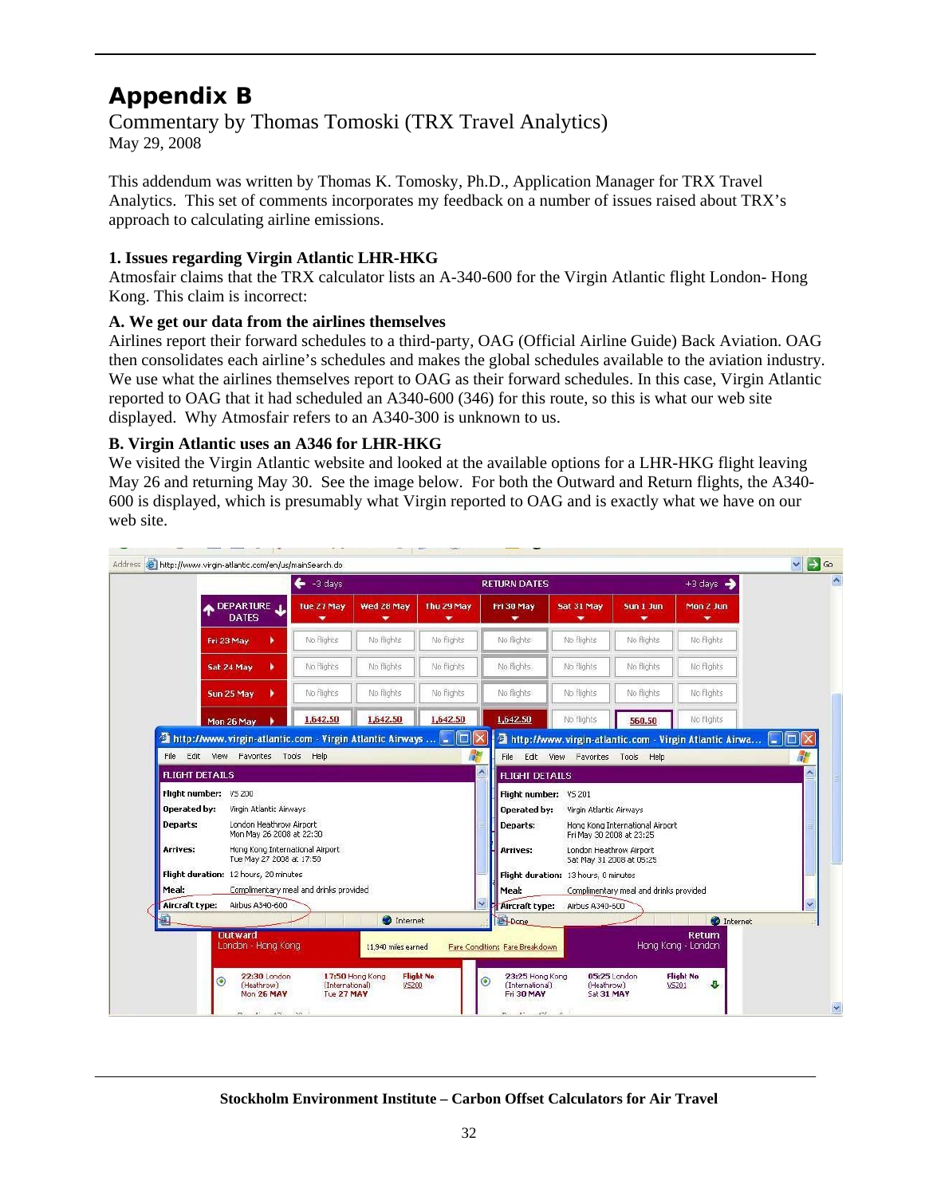# Appendix B

Commentary by Thomas Tomoski (TRX Travel Analytics)
May 29, 2008

This addendum was written by Thomas K. Tomosky, Ph.D., Application Manager for TRX Travel Analytics. This set of comments incorporates my feedback on a number of issues raised about TRX's approach to calculating airline emissions.

### 1. Issues regarding Virgin Atlantic LHR-HKG

Atmosfair claims that the TRX calculator lists an A-340-600 for the Virgin Atlantic flight London- Hong Kong. This claim is incorrect:

#### A. We get our data from the airlines themselves

Airlines report their forward schedules to a third-party, OAG (Official Airline Guide) Back Aviation. OAG then consolidates each airline's schedules and makes the global schedules available to the aviation industry. We use what the airlines themselves report to OAG as their forward schedules. In this case, Virgin Atlantic reported to OAG that it had scheduled an A340-600 (346) for this route, so this is what our web site displayed. Why Atmosfair refers to an A340-300 is unknown to us.

#### B. Virgin Atlantic uses an A346 for LHR-HKG

We visited the Virgin Atlantic website and looked at the available options for a LHR-HKG flight leaving May 26 and returning May 30. See the image below. For both the Outward and Return flights, the A340-600 is displayed, which is presumably what Virgin reported to OAG and is exactly what we have on our web site.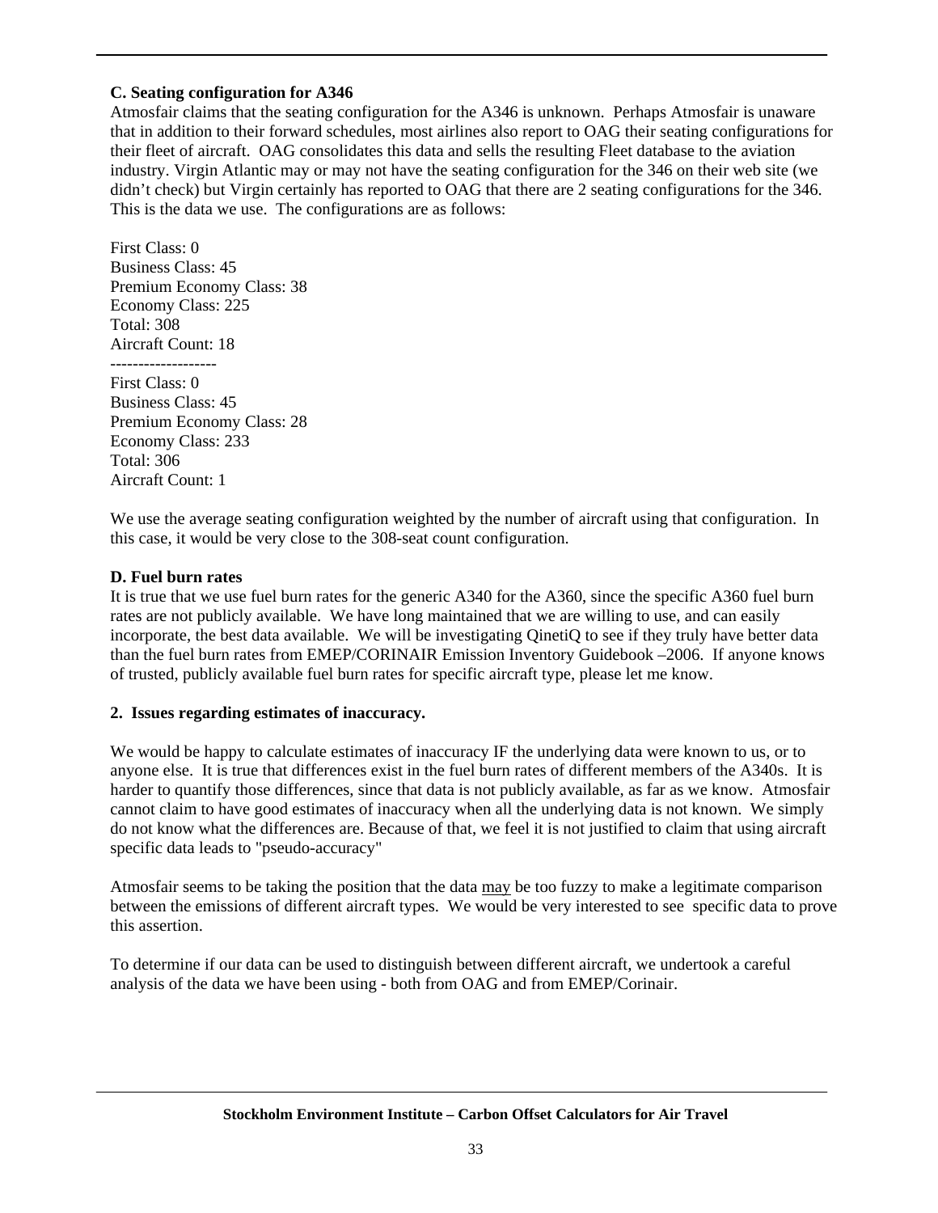**C. Seating configuration for A346**

Atmosfair claims that the seating configuration for the A346 is unknown. Perhaps Atmosfair is unaware that in addition to their forward schedules, most airlines also report to OAG their seating configurations for their fleet of aircraft. OAG consolidates this data and sells the resulting Fleet database to the aviation industry. Virgin Atlantic may or may not have the seating configuration for the 346 on their web site (we didn't check) but Virgin certainly has reported to OAG that there are 2 seating configurations for the 346. This is the data we use. The configurations are as follows:

First Class: 0
Business Class: 45
Premium Economy Class: 38
Economy Class: 225
Total: 308
Aircraft Count: 18
-------------------
First Class: 0
Business Class: 45
Premium Economy Class: 28
Economy Class: 233
Total: 306
Aircraft Count: 1

We use the average seating configuration weighted by the number of aircraft using that configuration. In this case, it would be very close to the 308-seat count configuration.

**D. Fuel burn rates**

It is true that we use fuel burn rates for the generic A340 for the A360, since the specific A360 fuel burn rates are not publicly available. We have long maintained that we are willing to use, and can easily incorporate, the best data available. We will be investigating QinetiQ to see if they truly have better data than the fuel burn rates from EMEP/CORINAIR Emission Inventory Guidebook –2006. If anyone knows of trusted, publicly available fuel burn rates for specific aircraft type, please let me know.

**2. Issues regarding estimates of inaccuracy.**

We would be happy to calculate estimates of inaccuracy IF the underlying data were known to us, or to anyone else. It is true that differences exist in the fuel burn rates of different members of the A340s. It is harder to quantify those differences, since that data is not publicly available, as far as we know. Atmosfair cannot claim to have good estimates of inaccuracy when all the underlying data is not known. We simply do not know what the differences are. Because of that, we feel it is not justified to claim that using aircraft specific data leads to "pseudo-accuracy"

Atmosfair seems to be taking the position that the data <u>may</u> be too fuzzy to make a legitimate comparison between the emissions of different aircraft types. We would be very interested to see specific data to prove this assertion.

To determine if our data can be used to distinguish between different aircraft, we undertook a careful analysis of the data we have been using - both from OAG and from EMEP/Corinair.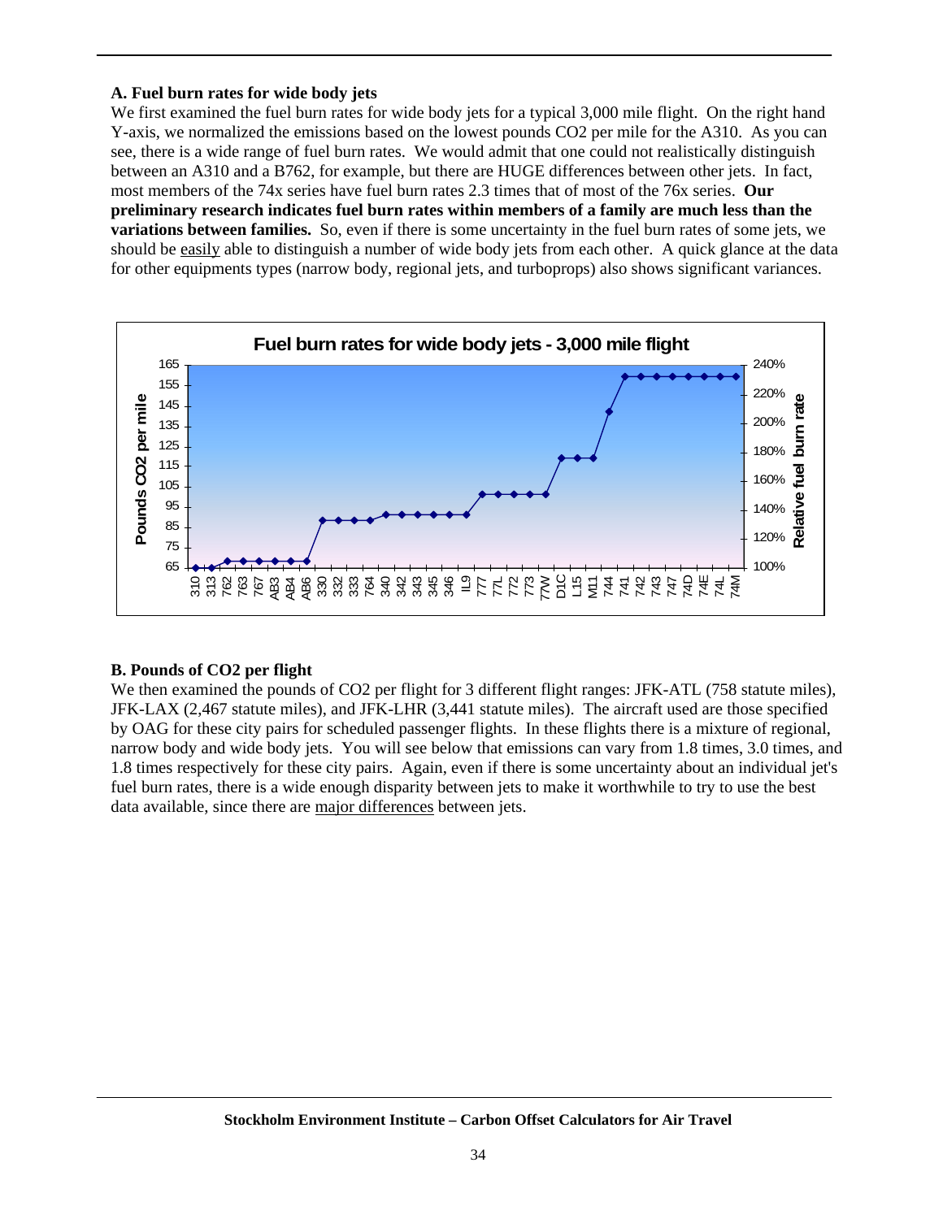### A. Fuel burn rates for wide body jets

We first examined the fuel burn rates for wide body jets for a typical 3,000 mile flight. On the right hand Y-axis, we normalized the emissions based on the lowest pounds CO2 per mile for the A310. As you can see, there is a wide range of fuel burn rates. We would admit that one could not realistically distinguish between an A310 and a B762, for example, but there are HUGE differences between other jets. In fact, most members of the 74x series have fuel burn rates 2.3 times that of most of the 76x series. **Our preliminary research indicates fuel burn rates within members of a family are much less than the variations between families.** So, even if there is some uncertainty in the fuel burn rates of some jets, we should be easily able to distinguish a number of wide body jets from each other. A quick glance at the data for other equipments types (narrow body, regional jets, and turboprops) also shows significant variances.

**Fuel burn rates for wide body jets - 3,000 mile flight**

### B. Pounds of CO2 per flight

We then examined the pounds of CO2 per flight for 3 different flight ranges: JFK-ATL (758 statute miles), JFK-LAX (2,467 statute miles), and JFK-LHR (3,441 statute miles). The aircraft used are those specified by OAG for these city pairs for scheduled passenger flights. In these flights there is a mixture of regional, narrow body and wide body jets. You will see below that emissions can vary from 1.8 times, 3.0 times, and 1.8 times respectively for these city pairs. Again, even if there is some uncertainty about an individual jet's fuel burn rates, there is a wide enough disparity between jets to make it worthwhile to try to use the best data available, since there are major differences between jets.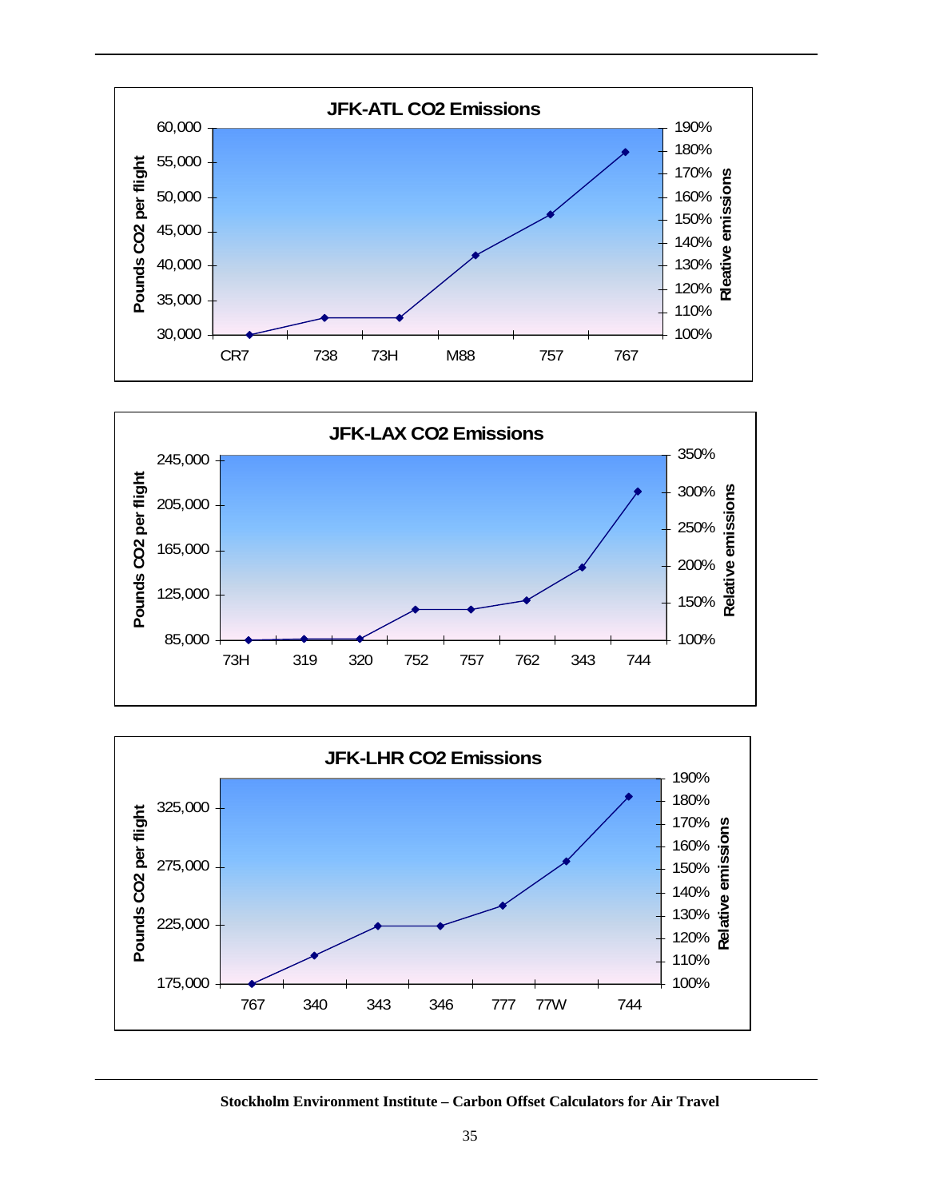**JFK-ATL CO2 Emissions**

Pounds CO2 per flight: 30,000 – 60,000

Relative emissions: 100% – 190%

Aircraft: CR7, 738, 73H, M88, 757, 767

**JFK-LAX CO2 Emissions**

Pounds CO2 per flight: 85,000 – 245,000

Relative emissions: 100% – 350%

Aircraft: 73H, 319, 320, 752, 757, 762, 343, 744

**JFK-LHR CO2 Emissions**

Pounds CO2 per flight: 175,000 – 325,000

Relative emissions: 100% – 190%

Aircraft: 767, 340, 343, 346, 777, 77W, 744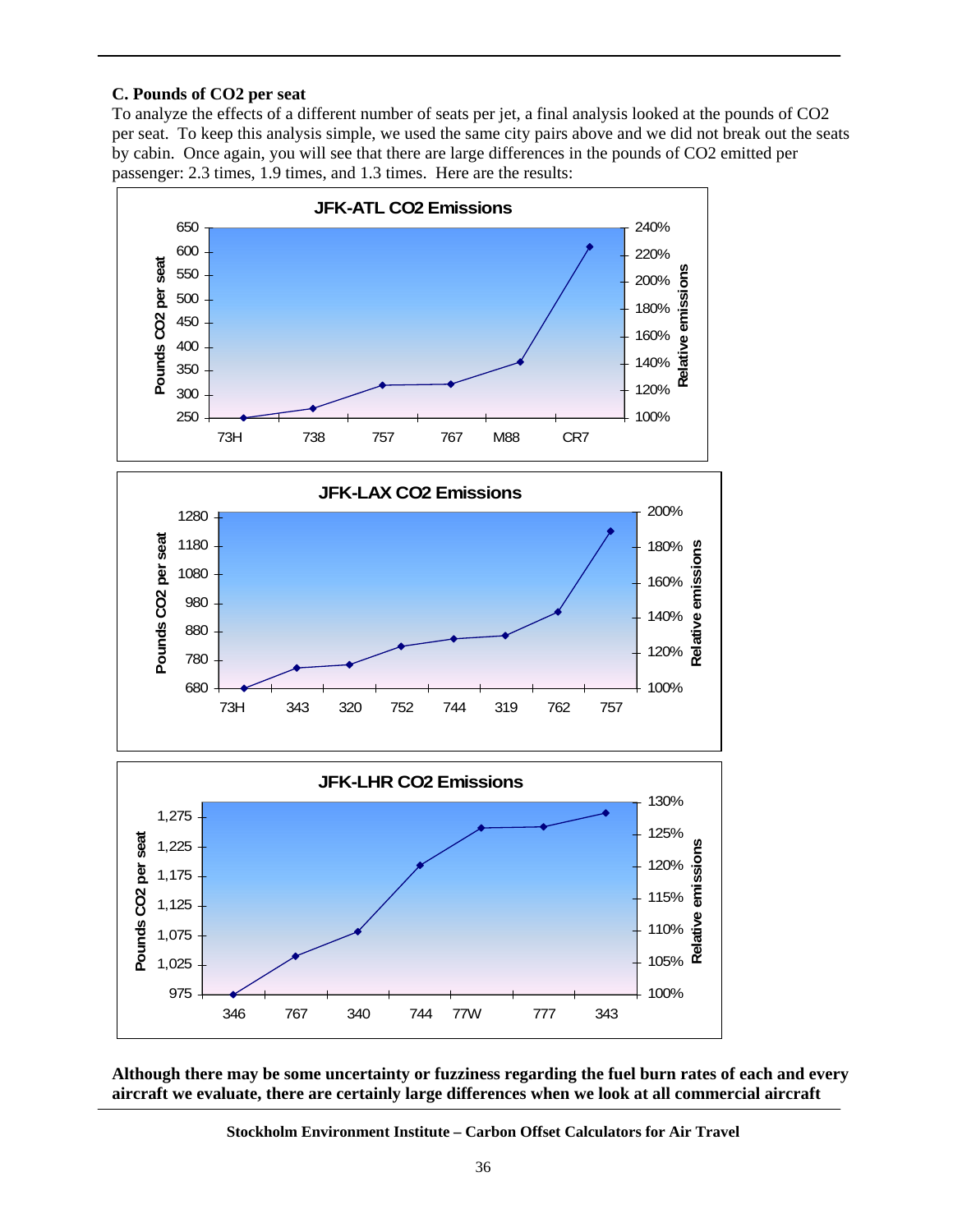### C. Pounds of CO2 per seat

To analyze the effects of a different number of seats per jet, a final analysis looked at the pounds of CO2 per seat. To keep this analysis simple, we used the same city pairs above and we did not break out the seats by cabin. Once again, you will see that there are large differences in the pounds of CO2 emitted per passenger: 2.3 times, 1.9 times, and 1.3 times. Here are the results:

**JFK-ATL CO2 Emissions**

**JFK-LAX CO2 Emissions**

**JFK-LHR CO2 Emissions**

**Although there may be some uncertainty or fuzziness regarding the fuel burn rates of each and every aircraft we evaluate, there are certainly large differences when we look at all commercial aircraft**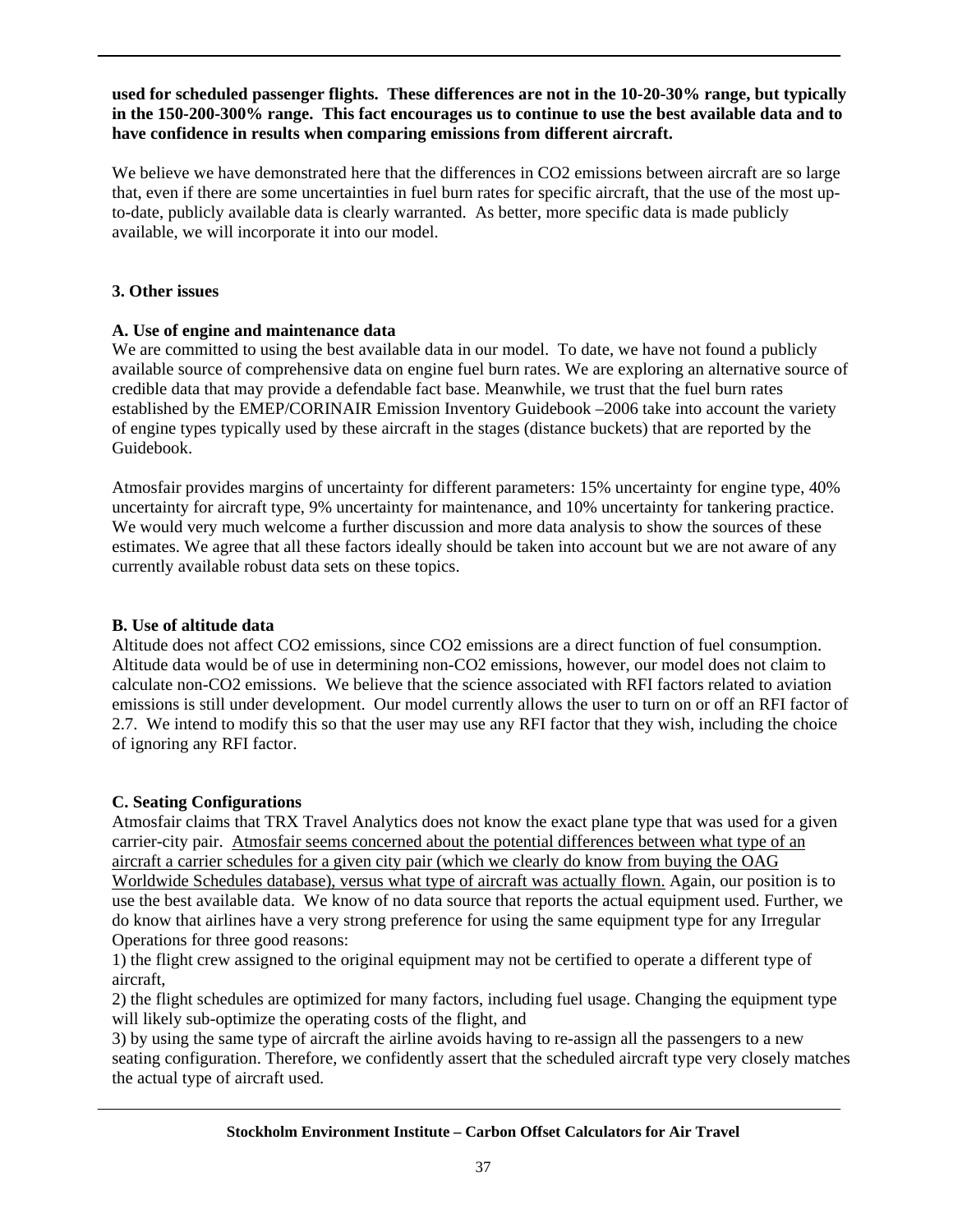**used for scheduled passenger flights. These differences are not in the 10-20-30% range, but typically in the 150-200-300% range. This fact encourages us to continue to use the best available data and to have confidence in results when comparing emissions from different aircraft.**

We believe we have demonstrated here that the differences in CO2 emissions between aircraft are so large that, even if there are some uncertainties in fuel burn rates for specific aircraft, that the use of the most up-to-date, publicly available data is clearly warranted. As better, more specific data is made publicly available, we will incorporate it into our model.

### 3. Other issues

#### A. Use of engine and maintenance data

We are committed to using the best available data in our model. To date, we have not found a publicly available source of comprehensive data on engine fuel burn rates. We are exploring an alternative source of credible data that may provide a defendable fact base. Meanwhile, we trust that the fuel burn rates established by the EMEP/CORINAIR Emission Inventory Guidebook –2006 take into account the variety of engine types typically used by these aircraft in the stages (distance buckets) that are reported by the Guidebook.

Atmosfair provides margins of uncertainty for different parameters: 15% uncertainty for engine type, 40% uncertainty for aircraft type, 9% uncertainty for maintenance, and 10% uncertainty for tankering practice. We would very much welcome a further discussion and more data analysis to show the sources of these estimates. We agree that all these factors ideally should be taken into account but we are not aware of any currently available robust data sets on these topics.

#### B. Use of altitude data

Altitude does not affect CO2 emissions, since CO2 emissions are a direct function of fuel consumption. Altitude data would be of use in determining non-CO2 emissions, however, our model does not claim to calculate non-CO2 emissions. We believe that the science associated with RFI factors related to aviation emissions is still under development. Our model currently allows the user to turn on or off an RFI factor of 2.7. We intend to modify this so that the user may use any RFI factor that they wish, including the choice of ignoring any RFI factor.

#### C. Seating Configurations

Atmosfair claims that TRX Travel Analytics does not know the exact plane type that was used for a given carrier-city pair. <u>Atmosfair seems concerned about the potential differences between what type of an aircraft a carrier schedules for a given city pair (which we clearly do know from buying the OAG Worldwide Schedules database), versus what type of aircraft was actually flown.</u> Again, our position is to use the best available data. We know of no data source that reports the actual equipment used. Further, we do know that airlines have a very strong preference for using the same equipment type for any Irregular Operations for three good reasons:

1) the flight crew assigned to the original equipment may not be certified to operate a different type of aircraft,

2) the flight schedules are optimized for many factors, including fuel usage. Changing the equipment type will likely sub-optimize the operating costs of the flight, and

3) by using the same type of aircraft the airline avoids having to re-assign all the passengers to a new seating configuration. Therefore, we confidently assert that the scheduled aircraft type very closely matches the actual type of aircraft used.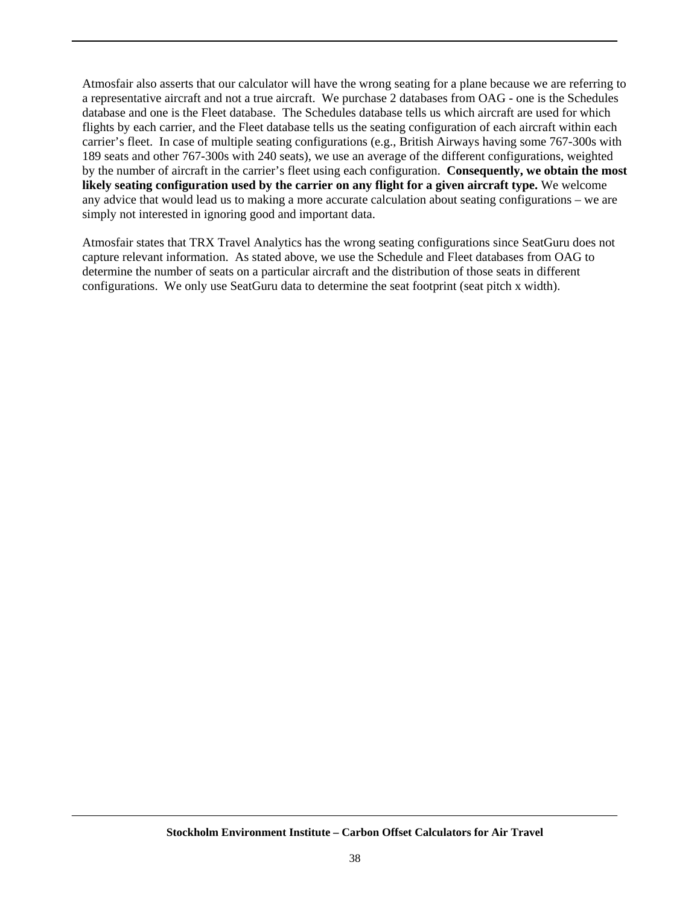Atmosfair also asserts that our calculator will have the wrong seating for a plane because we are referring to a representative aircraft and not a true aircraft. We purchase 2 databases from OAG - one is the Schedules database and one is the Fleet database. The Schedules database tells us which aircraft are used for which flights by each carrier, and the Fleet database tells us the seating configuration of each aircraft within each carrier's fleet. In case of multiple seating configurations (e.g., British Airways having some 767-300s with 189 seats and other 767-300s with 240 seats), we use an average of the different configurations, weighted by the number of aircraft in the carrier's fleet using each configuration. **Consequently, we obtain the most likely seating configuration used by the carrier on any flight for a given aircraft type.** We welcome any advice that would lead us to making a more accurate calculation about seating configurations – we are simply not interested in ignoring good and important data.

Atmosfair states that TRX Travel Analytics has the wrong seating configurations since SeatGuru does not capture relevant information. As stated above, we use the Schedule and Fleet databases from OAG to determine the number of seats on a particular aircraft and the distribution of those seats in different configurations. We only use SeatGuru data to determine the seat footprint (seat pitch x width).